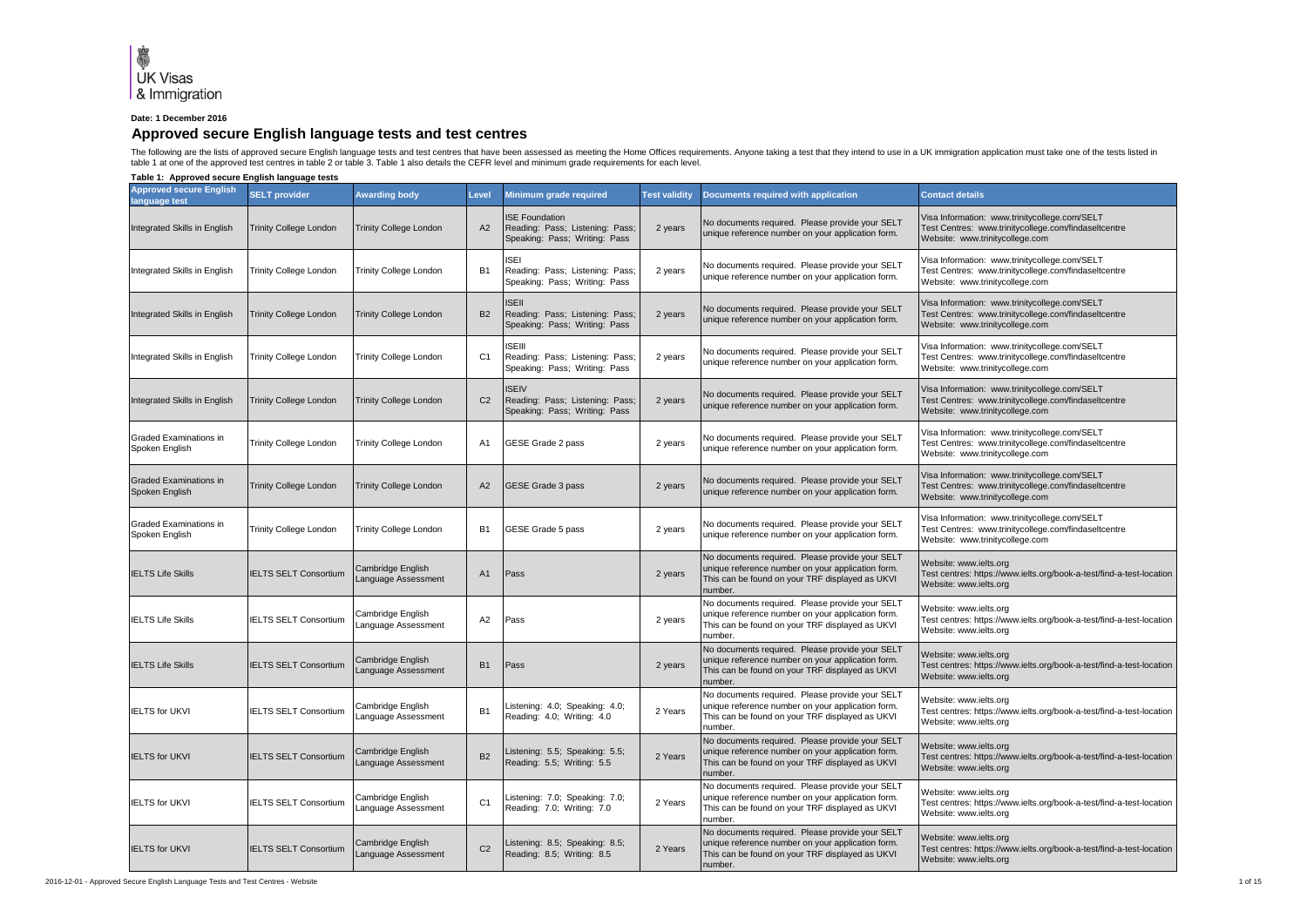UK Visas & Immigration

**Date: 1 December 2016**

# Approved secure English language tests and test centres

The following are the lists of approved secure English language tests and test centres that have been assessed as meeting the Home Offices requirements. Anyone taking a test that they intend to use in a UK immigration application must take one of the tests listed in table 1 at one of the approved test centres in table 2 or table 3. Table 1 also details the CEFR level and minimum grade requirements for each level.

**Table 1: Approved secure English language tests**

| Approved secure English language test | SELT provider | Awarding body | Level | Minimum grade required | Test validity | Documents required with application | Contact details |
|---|---|---|---|---|---|---|---|
| Integrated Skills in English | Trinity College London | Trinity College London | A2 | ISE Foundation Reading: Pass; Listening: Pass; Speaking: Pass; Writing: Pass | 2 years | No documents required. Please provide your SELT unique reference number on your application form. | Visa Information: www.trinitycollege.com/SELT Test Centres: www.trinitycollege.com/findaseltcentre Website: www.trinitycollege.com |
| Integrated Skills in English | Trinity College London | Trinity College London | B1 | ISEI Reading: Pass; Listening: Pass; Speaking: Pass; Writing: Pass | 2 years | No documents required. Please provide your SELT unique reference number on your application form. | Visa Information: www.trinitycollege.com/SELT Test Centres: www.trinitycollege.com/findaseltcentre Website: www.trinitycollege.com |
| Integrated Skills in English | Trinity College London | Trinity College London | B2 | ISEII Reading: Pass; Listening: Pass; Speaking: Pass; Writing: Pass | 2 years | No documents required. Please provide your SELT unique reference number on your application form. | Visa Information: www.trinitycollege.com/SELT Test Centres: www.trinitycollege.com/findaseltcentre Website: www.trinitycollege.com |
| Integrated Skills in English | Trinity College London | Trinity College London | C1 | ISEIII Reading: Pass; Listening: Pass; Speaking: Pass; Writing: Pass | 2 years | No documents required. Please provide your SELT unique reference number on your application form. | Visa Information: www.trinitycollege.com/SELT Test Centres: www.trinitycollege.com/findaseltcentre Website: www.trinitycollege.com |
| Integrated Skills in English | Trinity College London | Trinity College London | C2 | ISEIV Reading: Pass; Listening: Pass; Speaking: Pass; Writing: Pass | 2 years | No documents required. Please provide your SELT unique reference number on your application form. | Visa Information: www.trinitycollege.com/SELT Test Centres: www.trinitycollege.com/findaseltcentre Website: www.trinitycollege.com |
| Graded Examinations in Spoken English | Trinity College London | Trinity College London | A1 | GESE Grade 2 pass | 2 years | No documents required. Please provide your SELT unique reference number on your application form. | Visa Information: www.trinitycollege.com/SELT Test Centres: www.trinitycollege.com/findaseltcentre Website: www.trinitycollege.com |
| Graded Examinations in Spoken English | Trinity College London | Trinity College London | A2 | GESE Grade 3 pass | 2 years | No documents required. Please provide your SELT unique reference number on your application form. | Visa Information: www.trinitycollege.com/SELT Test Centres: www.trinitycollege.com/findaseltcentre Website: www.trinitycollege.com |
| Graded Examinations in Spoken English | Trinity College London | Trinity College London | B1 | GESE Grade 5 pass | 2 years | No documents required. Please provide your SELT unique reference number on your application form. | Visa Information: www.trinitycollege.com/SELT Test Centres: www.trinitycollege.com/findaseltcentre Website: www.trinitycollege.com |
| IELTS Life Skills | IELTS SELT Consortium | Cambridge English Language Assessment | A1 | Pass | 2 years | No documents required. Please provide your SELT unique reference number on your application form. This can be found on your TRF displayed as UKVI number. | Website: www.ielts.org Test centres: https://www.ielts.org/book-a-test/find-a-test-location Website: www.ielts.org |
| IELTS Life Skills | IELTS SELT Consortium | Cambridge English Language Assessment | A2 | Pass | 2 years | No documents required. Please provide your SELT unique reference number on your application form. This can be found on your TRF displayed as UKVI number. | Website: www.ielts.org Test centres: https://www.ielts.org/book-a-test/find-a-test-location Website: www.ielts.org |
| IELTS Life Skills | IELTS SELT Consortium | Cambridge English Language Assessment | B1 | Pass | 2 years | No documents required. Please provide your SELT unique reference number on your application form. This can be found on your TRF displayed as UKVI number. | Website: www.ielts.org Test centres: https://www.ielts.org/book-a-test/find-a-test-location Website: www.ielts.org |
| IELTS for UKVI | IELTS SELT Consortium | Cambridge English Language Assessment | B1 | Listening: 4.0; Speaking: 4.0; Reading: 4.0; Writing: 4.0 | 2 Years | No documents required. Please provide your SELT unique reference number on your application form. This can be found on your TRF displayed as UKVI number. | Website: www.ielts.org Test centres: https://www.ielts.org/book-a-test/find-a-test-location Website: www.ielts.org |
| IELTS for UKVI | IELTS SELT Consortium | Cambridge English Language Assessment | B2 | Listening: 5.5; Speaking: 5.5; Reading: 5.5; Writing: 5.5 | 2 Years | No documents required. Please provide your SELT unique reference number on your application form. This can be found on your TRF displayed as UKVI number. | Website: www.ielts.org Test centres: https://www.ielts.org/book-a-test/find-a-test-location Website: www.ielts.org |
| IELTS for UKVI | IELTS SELT Consortium | Cambridge English Language Assessment | C1 | Listening: 7.0; Speaking: 7.0; Reading: 7.0; Writing: 7.0 | 2 Years | No documents required. Please provide your SELT unique reference number on your application form. This can be found on your TRF displayed as UKVI number. | Website: www.ielts.org Test centres: https://www.ielts.org/book-a-test/find-a-test-location Website: www.ielts.org |
| IELTS for UKVI | IELTS SELT Consortium | Cambridge English Language Assessment | C2 | Listening: 8.5; Speaking: 8.5; Reading: 8.5; Writing: 8.5 | 2 Years | No documents required. Please provide your SELT unique reference number on your application form. This can be found on your TRF displayed as UKVI number. | Website: www.ielts.org Test centres: https://www.ielts.org/book-a-test/find-a-test-location Website: www.ielts.org |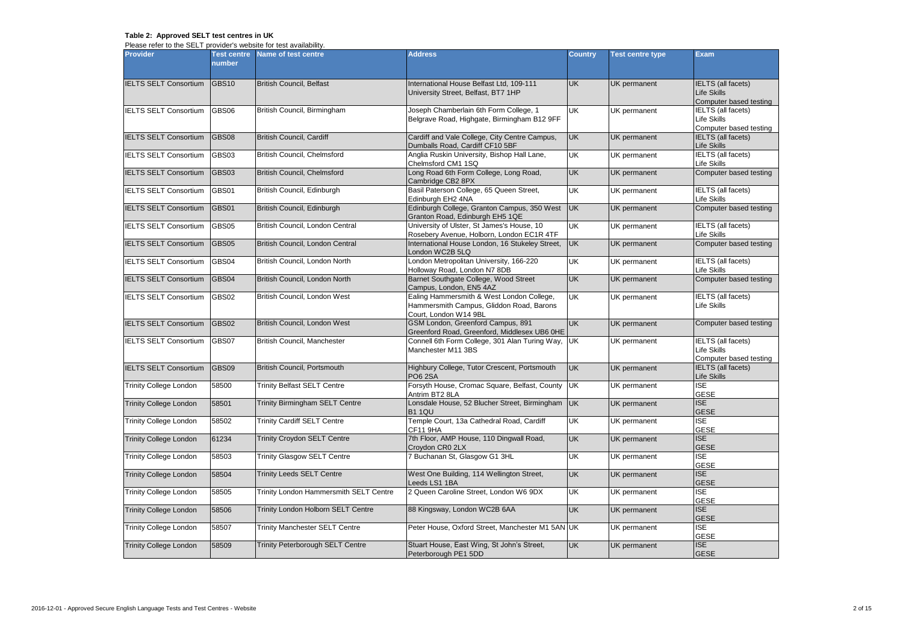**Table 2: Approved SELT test centres in UK**

Please refer to the SELT provider's website for test availability.

| Provider | Test centre number | Name of test centre | Address | Country | Test centre type | Exam |
|---|---|---|---|---|---|---|
| IELTS SELT Consortium | GBS10 | British Council, Belfast | International House Belfast Ltd, 109-111 University Street, Belfast, BT7 1HP | UK | UK permanent | IELTS (all facets)<br>Life Skills<br>Computer based testing |
| IELTS SELT Consortium | GBS06 | British Council, Birmingham | Joseph Chamberlain 6th Form College, 1 Belgrave Road, Highgate, Birmingham B12 9FF | UK | UK permanent | IELTS (all facets)<br>Life Skills<br>Computer based testing |
| IELTS SELT Consortium | GBS08 | British Council, Cardiff | Cardiff and Vale College, City Centre Campus, Dumballs Road, Cardiff CF10 5BF | UK | UK permanent | IELTS (all facets)<br>Life Skills |
| IELTS SELT Consortium | GBS03 | British Council, Chelmsford | Anglia Ruskin University, Bishop Hall Lane, Chelmsford CM1 1SQ | UK | UK permanent | IELTS (all facets)<br>Life Skills |
| IELTS SELT Consortium | GBS03 | British Council, Chelmsford | Long Road 6th Form College, Long Road, Cambridge CB2 8PX | UK | UK permanent | Computer based testing |
| IELTS SELT Consortium | GBS01 | British Council, Edinburgh | Basil Paterson College, 65 Queen Street, Edinburgh EH2 4NA | UK | UK permanent | IELTS (all facets)<br>Life Skills |
| IELTS SELT Consortium | GBS01 | British Council, Edinburgh | Edinburgh College, Granton Campus, 350 West Granton Road, Edinburgh EH5 1QE | UK | UK permanent | Computer based testing |
| IELTS SELT Consortium | GBS05 | British Council, London Central | University of Ulster, St James's House, 10 Rosebery Avenue, Holborn, London EC1R 4TF | UK | UK permanent | IELTS (all facets)<br>Life Skills |
| IELTS SELT Consortium | GBS05 | British Council, London Central | International House London, 16 Stukeley Street, London WC2B 5LQ | UK | UK permanent | Computer based testing |
| IELTS SELT Consortium | GBS04 | British Council, London North | London Metropolitan University, 166-220 Holloway Road, London N7 8DB | UK | UK permanent | IELTS (all facets)<br>Life Skills |
| IELTS SELT Consortium | GBS04 | British Council, London North | Barnet Southgate College, Wood Street Campus, London, EN5 4AZ | UK | UK permanent | Computer based testing |
| IELTS SELT Consortium | GBS02 | British Council, London West | Ealing Hammersmith & West London College, Hammersmith Campus, Gliddon Road, Barons Court, London W14 9BL | UK | UK permanent | IELTS (all facets)<br>Life Skills |
| IELTS SELT Consortium | GBS02 | British Council, London West | GSM London, Greenford Campus, 891 Greenford Road, Greenford, Middlesex UB6 0HE | UK | UK permanent | Computer based testing |
| IELTS SELT Consortium | GBS07 | British Council, Manchester | Connell 6th Form College, 301 Alan Turing Way, Manchester M11 3BS | UK | UK permanent | IELTS (all facets)<br>Life Skills<br>Computer based testing |
| IELTS SELT Consortium | GBS09 | British Council, Portsmouth | Highbury College, Tutor Crescent, Portsmouth PO6 2SA | UK | UK permanent | IELTS (all facets)<br>Life Skills |
| Trinity College London | 58500 | Trinity Belfast SELT Centre | Forsyth House, Cromac Square, Belfast, County Antrim BT2 8LA | UK | UK permanent | ISE<br>GESE |
| Trinity College London | 58501 | Trinity Birmingham SELT Centre | Lonsdale House, 52 Blucher Street, Birmingham B1 1QU | UK | UK permanent | ISE<br>GESE |
| Trinity College London | 58502 | Trinity Cardiff SELT Centre | Temple Court, 13a Cathedral Road, Cardiff CF11 9HA | UK | UK permanent | ISE<br>GESE |
| Trinity College London | 61234 | Trinity Croydon SELT Centre | 7th Floor, AMP House, 110 Dingwall Road, Croydon CR0 2LX | UK | UK permanent | ISE<br>GESE |
| Trinity College London | 58503 | Trinity Glasgow SELT Centre | 7 Buchanan St, Glasgow G1 3HL | UK | UK permanent | ISE<br>GESE |
| Trinity College London | 58504 | Trinity Leeds SELT Centre | West One Building, 114 Wellington Street, Leeds LS1 1BA | UK | UK permanent | ISE<br>GESE |
| Trinity College London | 58505 | Trinity London Hammersmith SELT Centre | 2 Queen Caroline Street, London W6 9DX | UK | UK permanent | ISE<br>GESE |
| Trinity College London | 58506 | Trinity London Holborn SELT Centre | 88 Kingsway, London WC2B 6AA | UK | UK permanent | ISE<br>GESE |
| Trinity College London | 58507 | Trinity Manchester SELT Centre | Peter House, Oxford Street, Manchester M1 5AN | UK | UK permanent | ISE<br>GESE |
| Trinity College London | 58509 | Trinity Peterborough SELT Centre | Stuart House, East Wing, St John's Street, Peterborough PE1 5DD | UK | UK permanent | ISE<br>GESE |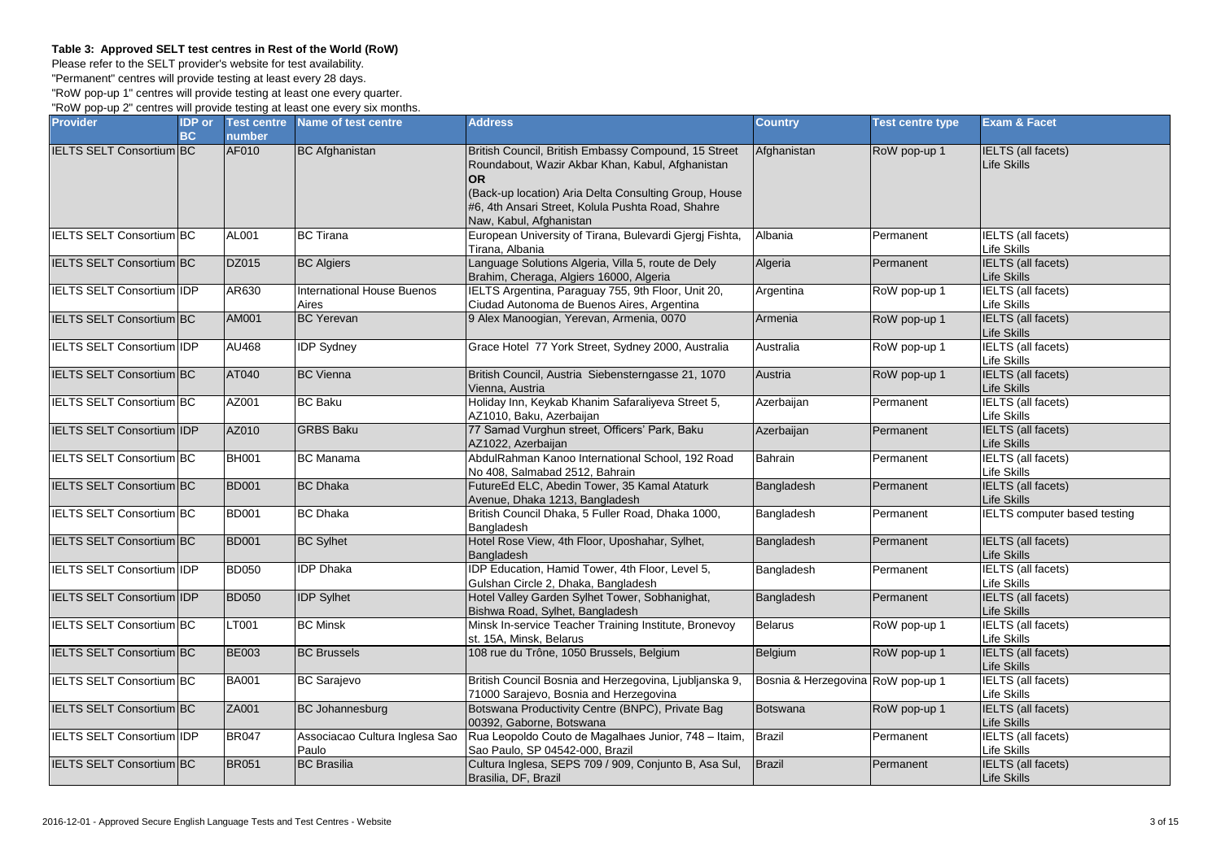**Table 3: Approved SELT test centres in Rest of the World (RoW)**

Please refer to the SELT provider's website for test availability.
"Permanent" centres will provide testing at least every 28 days.
"RoW pop-up 1" centres will provide testing at least one every quarter.
"RoW pop-up 2" centres will provide testing at least one every six months.

| Provider | IDP or BC | Test centre number | Name of test centre | Address | Country | Test centre type | Exam & Facet |
|---|---|---|---|---|---|---|---|
| IELTS SELT Consortium | BC | AF010 | BC Afghanistan | British Council, British Embassy Compound, 15 Street Roundabout, Wazir Akbar Khan, Kabul, Afghanistan **OR** (Back-up location) Aria Delta Consulting Group, House #6, 4th Ansari Street, Kolula Pushta Road, Shahre Naw, Kabul, Afghanistan | Afghanistan | RoW pop-up 1 | IELTS (all facets) Life Skills |
| IELTS SELT Consortium | BC | AL001 | BC Tirana | European University of Tirana, Bulevardi Gjergj Fishta, Tirana, Albania | Albania | Permanent | IELTS (all facets) Life Skills |
| IELTS SELT Consortium | BC | DZ015 | BC Algiers | Language Solutions Algeria, Villa 5, route de Dely Brahim, Cheraga, Algiers 16000, Algeria | Algeria | Permanent | IELTS (all facets) Life Skills |
| IELTS SELT Consortium | IDP | AR630 | International House Buenos Aires | IELTS Argentina, Paraguay 755, 9th Floor, Unit 20, Ciudad Autonoma de Buenos Aires, Argentina | Argentina | RoW pop-up 1 | IELTS (all facets) Life Skills |
| IELTS SELT Consortium | BC | AM001 | BC Yerevan | 9 Alex Manoogian, Yerevan, Armenia, 0070 | Armenia | RoW pop-up 1 | IELTS (all facets) Life Skills |
| IELTS SELT Consortium | IDP | AU468 | IDP Sydney | Grace Hotel 77 York Street, Sydney 2000, Australia | Australia | RoW pop-up 1 | IELTS (all facets) Life Skills |
| IELTS SELT Consortium | BC | AT040 | BC Vienna | British Council, Austria Siebensterngasse 21, 1070 Vienna, Austria | Austria | RoW pop-up 1 | IELTS (all facets) Life Skills |
| IELTS SELT Consortium | BC | AZ001 | BC Baku | Holiday Inn, Keykab Khanim Safaraliyeva Street 5, AZ1010, Baku, Azerbaijan | Azerbaijan | Permanent | IELTS (all facets) Life Skills |
| IELTS SELT Consortium | IDP | AZ010 | GRBS Baku | 77 Samad Vurghun street, Officers' Park, Baku AZ1022, Azerbaijan | Azerbaijan | Permanent | IELTS (all facets) Life Skills |
| IELTS SELT Consortium | BC | BH001 | BC Manama | AbdulRahman Kanoo International School, 192 Road No 408, Salmabad 2512, Bahrain | Bahrain | Permanent | IELTS (all facets) Life Skills |
| IELTS SELT Consortium | BC | BD001 | BC Dhaka | FutureEd ELC, Abedin Tower, 35 Kamal Ataturk Avenue, Dhaka 1213, Bangladesh | Bangladesh | Permanent | IELTS (all facets) Life Skills |
| IELTS SELT Consortium | BC | BD001 | BC Dhaka | British Council Dhaka, 5 Fuller Road, Dhaka 1000, Bangladesh | Bangladesh | Permanent | IELTS computer based testing |
| IELTS SELT Consortium | BC | BD001 | BC Sylhet | Hotel Rose View, 4th Floor, Uposhahar, Sylhet, Bangladesh | Bangladesh | Permanent | IELTS (all facets) Life Skills |
| IELTS SELT Consortium | IDP | BD050 | IDP Dhaka | IDP Education, Hamid Tower, 4th Floor, Level 5, Gulshan Circle 2, Dhaka, Bangladesh | Bangladesh | Permanent | IELTS (all facets) Life Skills |
| IELTS SELT Consortium | IDP | BD050 | IDP Sylhet | Hotel Valley Garden Sylhet Tower, Sobhanighat, Bishwa Road, Sylhet, Bangladesh | Bangladesh | Permanent | IELTS (all facets) Life Skills |
| IELTS SELT Consortium | BC | LT001 | BC Minsk | Minsk In-service Teacher Training Institute, Bronevoy st. 15A, Minsk, Belarus | Belarus | RoW pop-up 1 | IELTS (all facets) Life Skills |
| IELTS SELT Consortium | BC | BE003 | BC Brussels | 108 rue du Trône, 1050 Brussels, Belgium | Belgium | RoW pop-up 1 | IELTS (all facets) Life Skills |
| IELTS SELT Consortium | BC | BA001 | BC Sarajevo | British Council Bosnia and Herzegovina, Ljubljanska 9, 71000 Sarajevo, Bosnia and Herzegovina | Bosnia & Herzegovina | RoW pop-up 1 | IELTS (all facets) Life Skills |
| IELTS SELT Consortium | BC | ZA001 | BC Johannesburg | Botswana Productivity Centre (BNPC), Private Bag 00392, Gaborne, Botswana | Botswana | RoW pop-up 1 | IELTS (all facets) Life Skills |
| IELTS SELT Consortium | IDP | BR047 | Associacao Cultura Inglesa Sao Paulo | Rua Leopoldo Couto de Magalhaes Junior, 748 – Itaim, Sao Paulo, SP 04542-000, Brazil | Brazil | Permanent | IELTS (all facets) Life Skills |
| IELTS SELT Consortium | BC | BR051 | BC Brasilia | Cultura Inglesa, SEPS 709 / 909, Conjunto B, Asa Sul, Brasilia, DF, Brazil | Brazil | Permanent | IELTS (all facets) Life Skills |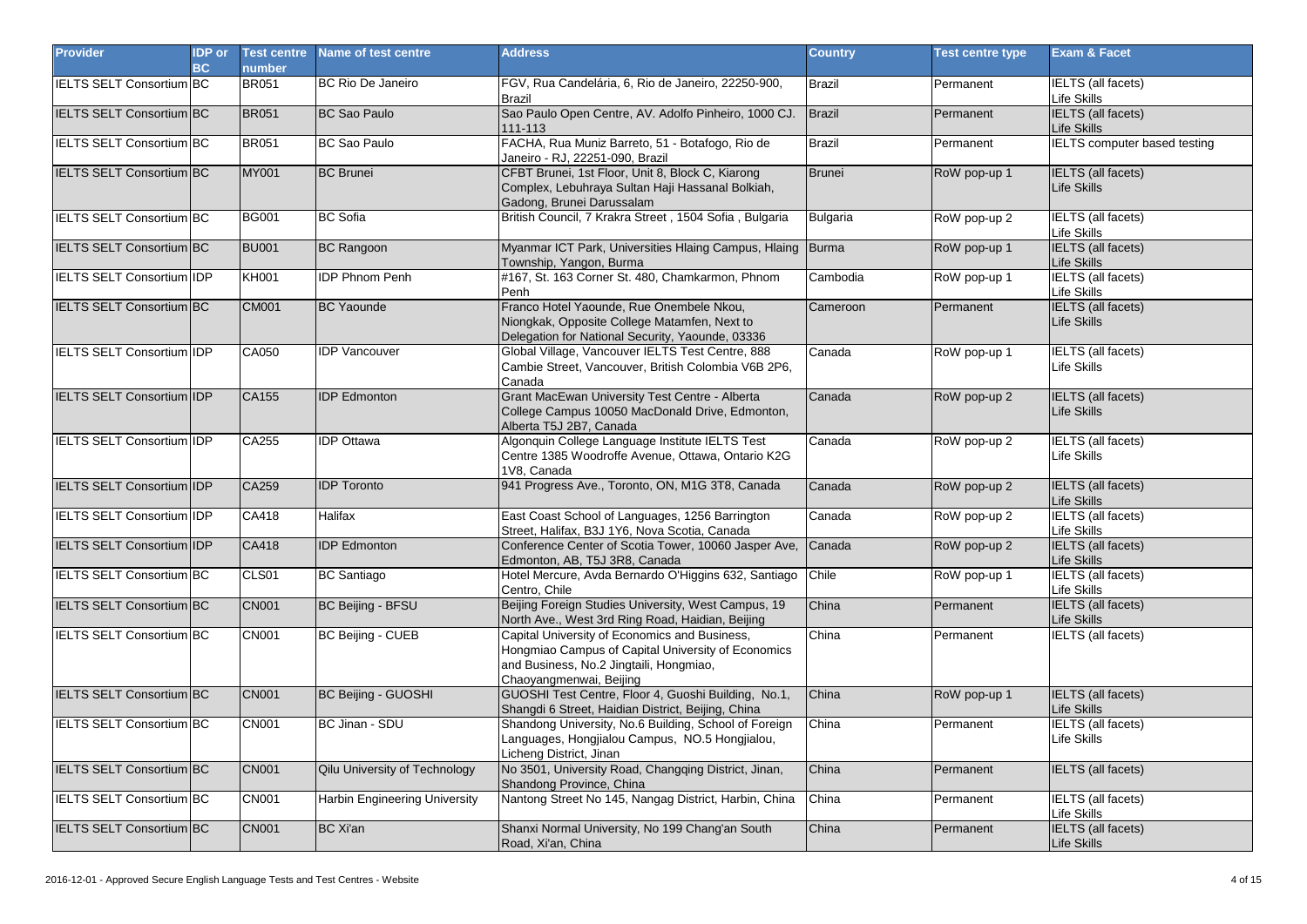| Provider | IDP or BC | Test centre number | Name of test centre | Address | Country | Test centre type | Exam & Facet |
|---|---|---|---|---|---|---|---|
| IELTS SELT Consortium | BC | BR051 | BC Rio De Janeiro | FGV, Rua Candelária, 6, Rio de Janeiro, 22250-900, Brazil | Brazil | Permanent | IELTS (all facets) Life Skills |
| IELTS SELT Consortium | BC | BR051 | BC Sao Paulo | Sao Paulo Open Centre, AV. Adolfo Pinheiro, 1000 CJ. 111-113 | Brazil | Permanent | IELTS (all facets) Life Skills |
| IELTS SELT Consortium | BC | BR051 | BC Sao Paulo | FACHA, Rua Muniz Barreto, 51 - Botafogo, Rio de Janeiro - RJ, 22251-090, Brazil | Brazil | Permanent | IELTS computer based testing |
| IELTS SELT Consortium | BC | MY001 | BC Brunei | CFBT Brunei, 1st Floor, Unit 8, Block C, Kiarong Complex, Lebuhraya Sultan Haji Hassanal Bolkiah, Gadong, Brunei Darussalam | Brunei | RoW pop-up 1 | IELTS (all facets) Life Skills |
| IELTS SELT Consortium | BC | BG001 | BC Sofia | British Council, 7 Krakra Street , 1504 Sofia , Bulgaria | Bulgaria | RoW pop-up 2 | IELTS (all facets) Life Skills |
| IELTS SELT Consortium | BC | BU001 | BC Rangoon | Myanmar ICT Park, Universities Hlaing Campus, Hlaing Township, Yangon, Burma | Burma | RoW pop-up 1 | IELTS (all facets) Life Skills |
| IELTS SELT Consortium | IDP | KH001 | IDP Phnom Penh | #167, St. 163 Corner St. 480, Chamkarmon, Phnom Penh | Cambodia | RoW pop-up 1 | IELTS (all facets) Life Skills |
| IELTS SELT Consortium | BC | CM001 | BC Yaounde | Franco Hotel Yaounde, Rue Onembele Nkou, Niongkak, Opposite College Matamfen, Next to Delegation for National Security, Yaounde, 03336 | Cameroon | Permanent | IELTS (all facets) Life Skills |
| IELTS SELT Consortium | IDP | CA050 | IDP Vancouver | Global Village, Vancouver IELTS Test Centre, 888 Cambie Street, Vancouver, British Colombia V6B 2P6, Canada | Canada | RoW pop-up 1 | IELTS (all facets) Life Skills |
| IELTS SELT Consortium | IDP | CA155 | IDP Edmonton | Grant MacEwan University Test Centre - Alberta College Campus 10050 MacDonald Drive, Edmonton, Alberta T5J 2B7, Canada | Canada | RoW pop-up 2 | IELTS (all facets) Life Skills |
| IELTS SELT Consortium | IDP | CA255 | IDP Ottawa | Algonquin College Language Institute IELTS Test Centre 1385 Woodroffe Avenue, Ottawa, Ontario K2G 1V8, Canada | Canada | RoW pop-up 2 | IELTS (all facets) Life Skills |
| IELTS SELT Consortium | IDP | CA259 | IDP Toronto | 941 Progress Ave., Toronto, ON, M1G 3T8, Canada | Canada | RoW pop-up 2 | IELTS (all facets) Life Skills |
| IELTS SELT Consortium | IDP | CA418 | Halifax | East Coast School of Languages, 1256 Barrington Street, Halifax, B3J 1Y6, Nova Scotia, Canada | Canada | RoW pop-up 2 | IELTS (all facets) Life Skills |
| IELTS SELT Consortium | IDP | CA418 | IDP Edmonton | Conference Center of Scotia Tower, 10060 Jasper Ave, Edmonton, AB, T5J 3R8, Canada | Canada | RoW pop-up 2 | IELTS (all facets) Life Skills |
| IELTS SELT Consortium | BC | CLS01 | BC Santiago | Hotel Mercure, Avda Bernardo O'Higgins 632, Santiago Centro, Chile | Chile | RoW pop-up 1 | IELTS (all facets) Life Skills |
| IELTS SELT Consortium | BC | CN001 | BC Beijing - BFSU | Beijing Foreign Studies University, West Campus, 19 North Ave., West 3rd Ring Road, Haidian, Beijing | China | Permanent | IELTS (all facets) Life Skills |
| IELTS SELT Consortium | BC | CN001 | BC Beijing - CUEB | Capital University of Economics and Business, Hongmiao Campus of Capital University of Economics and Business, No.2 Jingtaili, Hongmiao, Chaoyangmenwai, Beijing | China | Permanent | IELTS (all facets) |
| IELTS SELT Consortium | BC | CN001 | BC Beijing - GUOSHI | GUOSHI Test Centre, Floor 4, Guoshi Building, No.1, Shangdi 6 Street, Haidian District, Beijing, China | China | RoW pop-up 1 | IELTS (all facets) Life Skills |
| IELTS SELT Consortium | BC | CN001 | BC Jinan - SDU | Shandong University, No.6 Building, School of Foreign Languages, Hongjialou Campus, NO.5 Hongjialou, Licheng District, Jinan | China | Permanent | IELTS (all facets) Life Skills |
| IELTS SELT Consortium | BC | CN001 | Qilu University of Technology | No 3501, University Road, Changqing District, Jinan, Shandong Province, China | China | Permanent | IELTS (all facets) |
| IELTS SELT Consortium | BC | CN001 | Harbin Engineering University | Nantong Street No 145, Nangag District, Harbin, China | China | Permanent | IELTS (all facets) Life Skills |
| IELTS SELT Consortium | BC | CN001 | BC Xi'an | Shanxi Normal University, No 199 Chang'an South Road, Xi'an, China | China | Permanent | IELTS (all facets) Life Skills |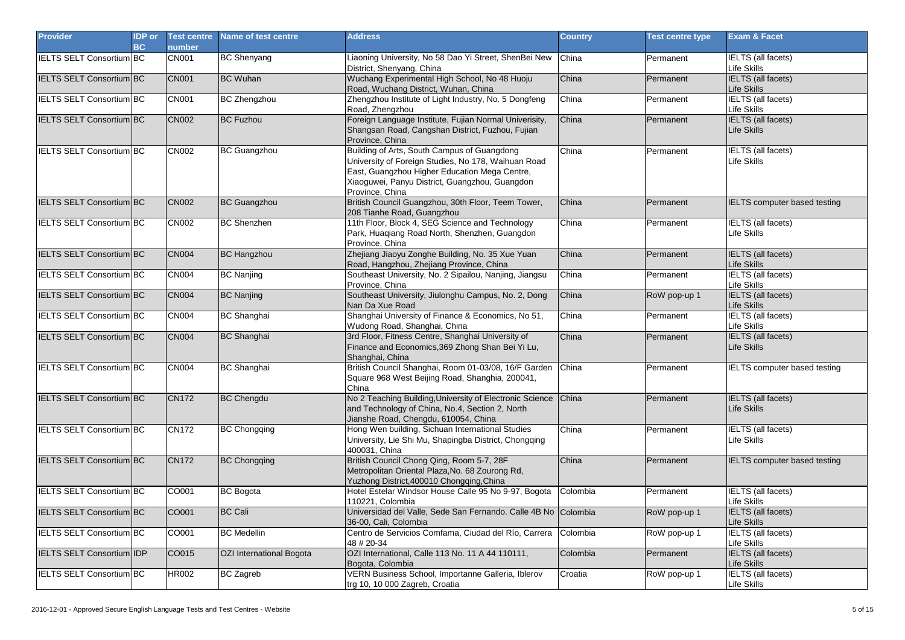| Provider | IDP or BC | Test centre number | Name of test centre | Address | Country | Test centre type | Exam & Facet |
|---|---|---|---|---|---|---|---|
| IELTS SELT Consortium | BC | CN001 | BC Shenyang | Liaoning University, No 58 Dao Yi Street, ShenBei New District, Shenyang, China | China | Permanent | IELTS (all facets) Life Skills |
| IELTS SELT Consortium | BC | CN001 | BC Wuhan | Wuchang Experimental High School, No 48 Huoju Road, Wuchang District, Wuhan, China | China | Permanent | IELTS (all facets) Life Skills |
| IELTS SELT Consortium | BC | CN001 | BC Zhengzhou | Zhengzhou Institute of Light Industry, No. 5 Dongfeng Road, Zhengzhou | China | Permanent | IELTS (all facets) Life Skills |
| IELTS SELT Consortium | BC | CN002 | BC Fuzhou | Foreign Language Institute, Fujian Normal Univerisity, Shangsan Road, Cangshan District, Fuzhou, Fujian Province, China | China | Permanent | IELTS (all facets) Life Skills |
| IELTS SELT Consortium | BC | CN002 | BC Guangzhou | Building of Arts, South Campus of Guangdong University of Foreign Studies, No 178, Waihuan Road East, Guangzhou Higher Education Mega Centre, Xiaoguwei, Panyu District, Guangzhou, Guangdon Province, China | China | Permanent | IELTS (all facets) Life Skills |
| IELTS SELT Consortium | BC | CN002 | BC Guangzhou | British Council Guangzhou, 30th Floor, Teem Tower, 208 Tianhe Road, Guangzhou | China | Permanent | IELTS computer based testing |
| IELTS SELT Consortium | BC | CN002 | BC Shenzhen | 11th Floor, Block 4, SEG Science and Technology Park, Huaqiang Road North, Shenzhen, Guangdon Province, China | China | Permanent | IELTS (all facets) Life Skills |
| IELTS SELT Consortium | BC | CN004 | BC Hangzhou | Zhejiang Jiaoyu Zonghe Building, No. 35 Xue Yuan Road, Hangzhou, Zhejiang Province, China | China | Permanent | IELTS (all facets) Life Skills |
| IELTS SELT Consortium | BC | CN004 | BC Nanjing | Southeast University, No. 2 Sipailou, Nanjing, Jiangsu Province, China | China | Permanent | IELTS (all facets) Life Skills |
| IELTS SELT Consortium | BC | CN004 | BC Nanjing | Southeast University, Jiulonghu Campus, No. 2, Dong Nan Da Xue Road | China | RoW pop-up 1 | IELTS (all facets) Life Skills |
| IELTS SELT Consortium | BC | CN004 | BC Shanghai | Shanghai University of Finance & Economics, No 51, Wudong Road, Shanghai, China | China | Permanent | IELTS (all facets) Life Skills |
| IELTS SELT Consortium | BC | CN004 | BC Shanghai | 3rd Floor, Fitness Centre, Shanghai University of Finance and Economics,369 Zhong Shan Bei Yi Lu, Shanghai, China | China | Permanent | IELTS (all facets) Life Skills |
| IELTS SELT Consortium | BC | CN004 | BC Shanghai | British Council Shanghai, Room 01-03/08, 16/F Garden Square 968 West Beijing Road, Shanghia, 200041, China | China | Permanent | IELTS computer based testing |
| IELTS SELT Consortium | BC | CN172 | BC Chengdu | No 2 Teaching Building,University of Electronic Science and Technology of China, No.4, Section 2, North Jianshe Road, Chengdu, 610054, China | China | Permanent | IELTS (all facets) Life Skills |
| IELTS SELT Consortium | BC | CN172 | BC Chongqing | Hong Wen building, Sichuan International Studies University, Lie Shi Mu, Shapingba District, Chongqing 400031, China | China | Permanent | IELTS (all facets) Life Skills |
| IELTS SELT Consortium | BC | CN172 | BC Chongqing | British Council Chong Qing, Room 5-7, 28F Metropolitan Oriental Plaza,No. 68 Zourong Rd, Yuzhong District,400010 Chongqing,China | China | Permanent | IELTS computer based testing |
| IELTS SELT Consortium | BC | CO001 | BC Bogota | Hotel Estelar Windsor House Calle 95 No 9-97, Bogota 110221, Colombia | Colombia | Permanent | IELTS (all facets) Life Skills |
| IELTS SELT Consortium | BC | CO001 | BC Cali | Universidad del Valle, Sede San Fernando. Calle 4B No 36-00, Cali, Colombia | Colombia | RoW pop-up 1 | IELTS (all facets) Life Skills |
| IELTS SELT Consortium | BC | CO001 | BC Medellin | Centro de Servicios Comfama, Ciudad del Río, Carrera 48 # 20-34 | Colombia | RoW pop-up 1 | IELTS (all facets) Life Skills |
| IELTS SELT Consortium | IDP | CO015 | OZI International Bogota | OZI International, Calle 113 No. 11 A 44 110111, Bogota, Colombia | Colombia | Permanent | IELTS (all facets) Life Skills |
| IELTS SELT Consortium | BC | HR002 | BC Zagreb | VERN Business School, Importanne Galleria, Iblerov trg 10, 10 000 Zagreb, Croatia | Croatia | RoW pop-up 1 | IELTS (all facets) Life Skills |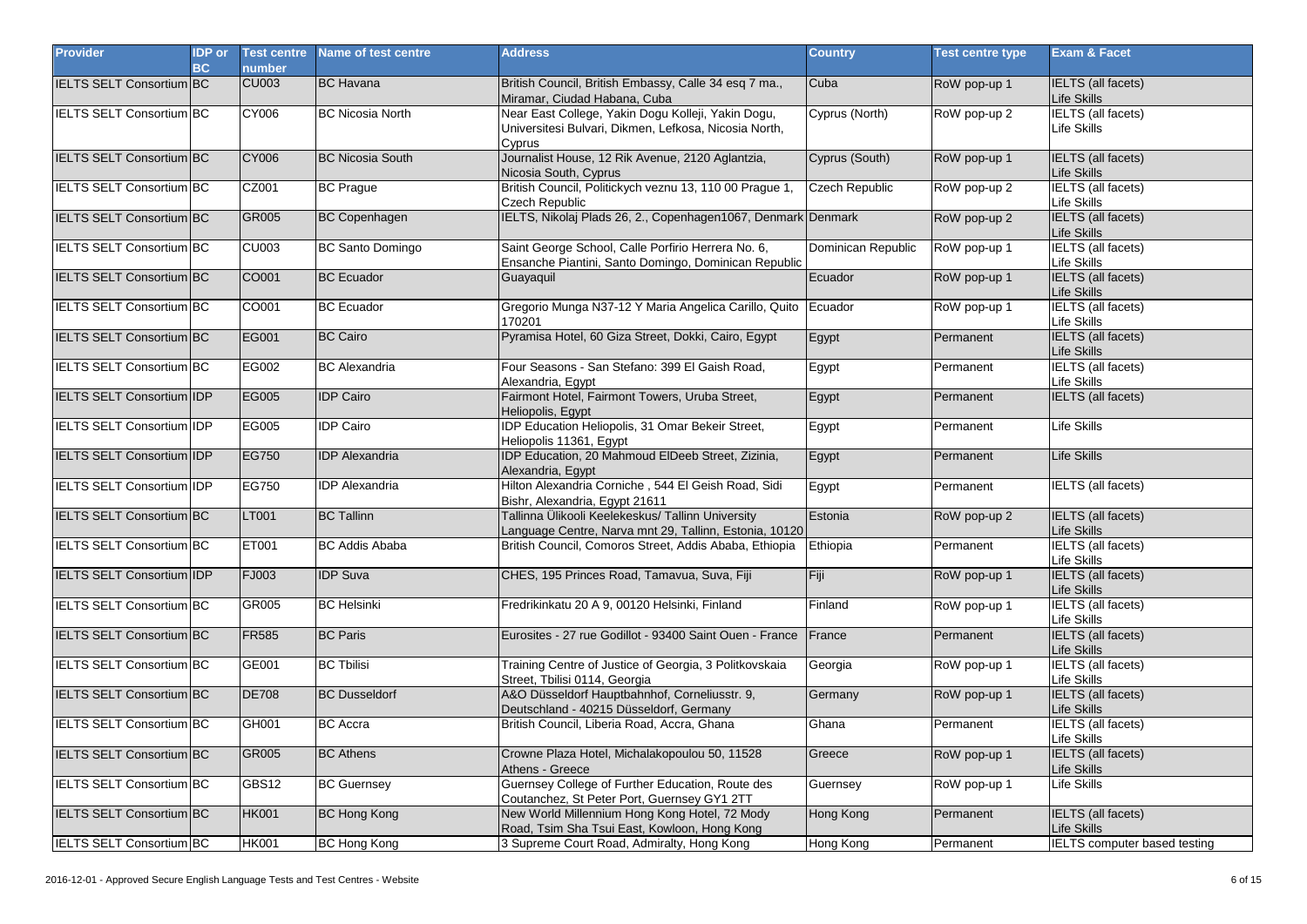| Provider | IDP or BC | Test centre number | Name of test centre | Address | Country | Test centre type | Exam & Facet |
|---|---|---|---|---|---|---|---|
| IELTS SELT Consortium | BC | CU003 | BC Havana | British Council, British Embassy, Calle 34 esq 7 ma., Miramar, Ciudad Habana, Cuba | Cuba | RoW pop-up 1 | IELTS (all facets) Life Skills |
| IELTS SELT Consortium | BC | CY006 | BC Nicosia North | Near East College, Yakin Dogu Kolleji, Yakin Dogu, Universitesi Bulvari, Dikmen, Lefkosa, Nicosia North, Cyprus | Cyprus (North) | RoW pop-up 2 | IELTS (all facets) Life Skills |
| IELTS SELT Consortium | BC | CY006 | BC Nicosia South | Journalist House, 12 Rik Avenue, 2120 Aglantzia, Nicosia South, Cyprus | Cyprus (South) | RoW pop-up 1 | IELTS (all facets) Life Skills |
| IELTS SELT Consortium | BC | CZ001 | BC Prague | British Council, Politickych veznu 13, 110 00 Prague 1, Czech Republic | Czech Republic | RoW pop-up 2 | IELTS (all facets) Life Skills |
| IELTS SELT Consortium | BC | GR005 | BC Copenhagen | IELTS, Nikolaj Plads 26, 2., Copenhagen1067, Denmark | Denmark | RoW pop-up 2 | IELTS (all facets) Life Skills |
| IELTS SELT Consortium | BC | CU003 | BC Santo Domingo | Saint George School, Calle Porfirio Herrera No. 6, Ensanche Piantini, Santo Domingo, Dominican Republic | Dominican Republic | RoW pop-up 1 | IELTS (all facets) Life Skills |
| IELTS SELT Consortium | BC | CO001 | BC Ecuador | Guayaquil | Ecuador | RoW pop-up 1 | IELTS (all facets) Life Skills |
| IELTS SELT Consortium | BC | CO001 | BC Ecuador | Gregorio Munga N37-12 Y Maria Angelica Carillo, Quito 170201 | Ecuador | RoW pop-up 1 | IELTS (all facets) Life Skills |
| IELTS SELT Consortium | BC | EG001 | BC Cairo | Pyramisa Hotel, 60 Giza Street, Dokki, Cairo, Egypt | Egypt | Permanent | IELTS (all facets) Life Skills |
| IELTS SELT Consortium | BC | EG002 | BC Alexandria | Four Seasons - San Stefano: 399 El Gaish Road, Alexandria, Egypt | Egypt | Permanent | IELTS (all facets) Life Skills |
| IELTS SELT Consortium | IDP | EG005 | IDP Cairo | Fairmont Hotel, Fairmont Towers, Uruba Street, Heliopolis, Egypt | Egypt | Permanent | IELTS (all facets) |
| IELTS SELT Consortium | IDP | EG005 | IDP Cairo | IDP Education Heliopolis, 31 Omar Bekeir Street, Heliopolis 11361, Egypt | Egypt | Permanent | Life Skills |
| IELTS SELT Consortium | IDP | EG750 | IDP Alexandria | IDP Education, 20 Mahmoud ElDeeb Street, Zizinia, Alexandria, Egypt | Egypt | Permanent | Life Skills |
| IELTS SELT Consortium | IDP | EG750 | IDP Alexandria | Hilton Alexandria Corniche , 544 El Geish Road, Sidi Bishr, Alexandria, Egypt 21611 | Egypt | Permanent | IELTS (all facets) |
| IELTS SELT Consortium | BC | LT001 | BC Tallinn | Tallinna Ülikooli Keelekeskus/ Tallinn University Language Centre, Narva mnt 29, Tallinn, Estonia, 10120 | Estonia | RoW pop-up 2 | IELTS (all facets) Life Skills |
| IELTS SELT Consortium | BC | ET001 | BC Addis Ababa | British Council, Comoros Street, Addis Ababa, Ethiopia | Ethiopia | Permanent | IELTS (all facets) Life Skills |
| IELTS SELT Consortium | IDP | FJ003 | IDP Suva | CHES, 195 Princes Road, Tamavua, Suva, Fiji | Fiji | RoW pop-up 1 | IELTS (all facets) Life Skills |
| IELTS SELT Consortium | BC | GR005 | BC Helsinki | Fredrikinkatu 20 A 9, 00120 Helsinki, Finland | Finland | RoW pop-up 1 | IELTS (all facets) Life Skills |
| IELTS SELT Consortium | BC | FR585 | BC Paris | Eurosites - 27 rue Godillot - 93400 Saint Ouen - France | France | Permanent | IELTS (all facets) Life Skills |
| IELTS SELT Consortium | BC | GE001 | BC Tbilisi | Training Centre of Justice of Georgia, 3 Politkovskaia Street, Tbilisi 0114, Georgia | Georgia | RoW pop-up 1 | IELTS (all facets) Life Skills |
| IELTS SELT Consortium | BC | DE708 | BC Dusseldorf | A&O Düsseldorf Hauptbahnhof, Corneliusstr. 9, Deutschland - 40215 Düsseldorf, Germany | Germany | RoW pop-up 1 | IELTS (all facets) Life Skills |
| IELTS SELT Consortium | BC | GH001 | BC Accra | British Council, Liberia Road, Accra, Ghana | Ghana | Permanent | IELTS (all facets) Life Skills |
| IELTS SELT Consortium | BC | GR005 | BC Athens | Crowne Plaza Hotel, Michalakopoulou 50, 11528 Athens - Greece | Greece | RoW pop-up 1 | IELTS (all facets) Life Skills |
| IELTS SELT Consortium | BC | GBS12 | BC Guernsey | Guernsey College of Further Education, Route des Coutanchez, St Peter Port, Guernsey GY1 2TT | Guernsey | RoW pop-up 1 | Life Skills |
| IELTS SELT Consortium | BC | HK001 | BC Hong Kong | New World Millennium Hong Kong Hotel, 72 Mody Road, Tsim Sha Tsui East, Kowloon, Hong Kong | Hong Kong | Permanent | IELTS (all facets) Life Skills |
| IELTS SELT Consortium | BC | HK001 | BC Hong Kong | 3 Supreme Court Road, Admiralty, Hong Kong | Hong Kong | Permanent | IELTS computer based testing |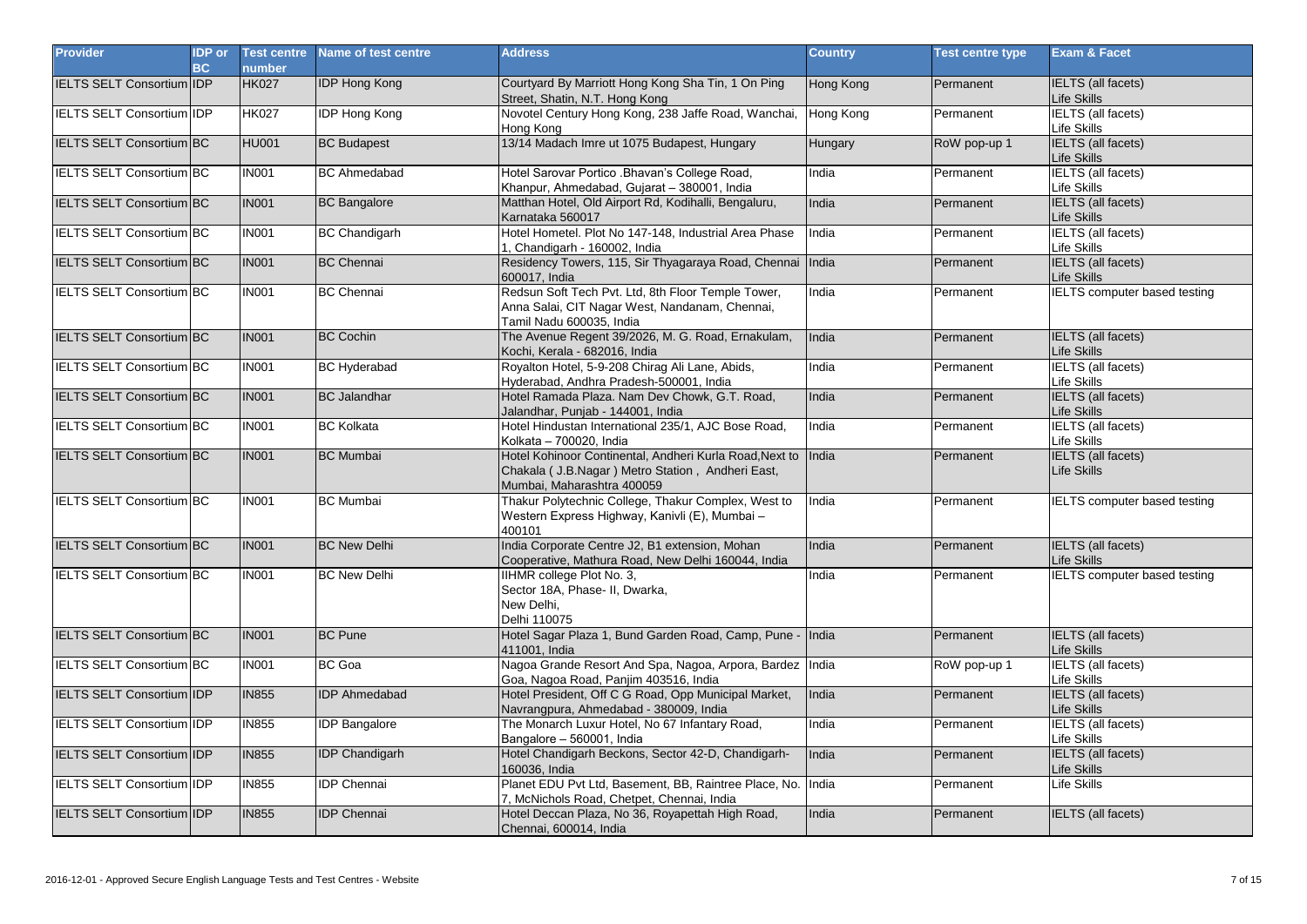| Provider | IDP or BC | Test centre number | Name of test centre | Address | Country | Test centre type | Exam & Facet |
|---|---|---|---|---|---|---|---|
| IELTS SELT Consortium | IDP | HK027 | IDP Hong Kong | Courtyard By Marriott Hong Kong Sha Tin, 1 On Ping Street, Shatin, N.T. Hong Kong | Hong Kong | Permanent | IELTS (all facets) Life Skills |
| IELTS SELT Consortium | IDP | HK027 | IDP Hong Kong | Novotel Century Hong Kong, 238 Jaffe Road, Wanchai, Hong Kong | Hong Kong | Permanent | IELTS (all facets) Life Skills |
| IELTS SELT Consortium | BC | HU001 | BC Budapest | 13/14 Madach Imre ut 1075 Budapest, Hungary | Hungary | RoW pop-up 1 | IELTS (all facets) Life Skills |
| IELTS SELT Consortium | BC | IN001 | BC Ahmedabad | Hotel Sarovar Portico .Bhavan's College Road, Khanpur, Ahmedabad, Gujarat – 380001, India | India | Permanent | IELTS (all facets) Life Skills |
| IELTS SELT Consortium | BC | IN001 | BC Bangalore | Matthan Hotel, Old Airport Rd, Kodihalli, Bengaluru, Karnataka 560017 | India | Permanent | IELTS (all facets) Life Skills |
| IELTS SELT Consortium | BC | IN001 | BC Chandigarh | Hotel Hometel. Plot No 147-148, Industrial Area Phase 1, Chandigarh - 160002, India | India | Permanent | IELTS (all facets) Life Skills |
| IELTS SELT Consortium | BC | IN001 | BC Chennai | Residency Towers, 115, Sir Thyagaraya Road, Chennai 600017, India | India | Permanent | IELTS (all facets) Life Skills |
| IELTS SELT Consortium | BC | IN001 | BC Chennai | Redsun Soft Tech Pvt. Ltd, 8th Floor Temple Tower, Anna Salai, CIT Nagar West, Nandanam, Chennai, Tamil Nadu 600035, India | India | Permanent | IELTS computer based testing |
| IELTS SELT Consortium | BC | IN001 | BC Cochin | The Avenue Regent 39/2026, M. G. Road, Ernakulam, Kochi, Kerala - 682016, India | India | Permanent | IELTS (all facets) Life Skills |
| IELTS SELT Consortium | BC | IN001 | BC Hyderabad | Royalton Hotel, 5-9-208 Chirag Ali Lane, Abids, Hyderabad, Andhra Pradesh-500001, India | India | Permanent | IELTS (all facets) Life Skills |
| IELTS SELT Consortium | BC | IN001 | BC Jalandhar | Hotel Ramada Plaza. Nam Dev Chowk, G.T. Road, Jalandhar, Punjab - 144001, India | India | Permanent | IELTS (all facets) Life Skills |
| IELTS SELT Consortium | BC | IN001 | BC Kolkata | Hotel Hindustan International 235/1, AJC Bose Road, Kolkata – 700020, India | India | Permanent | IELTS (all facets) Life Skills |
| IELTS SELT Consortium | BC | IN001 | BC Mumbai | Hotel Kohinoor Continental, Andheri Kurla Road,Next to Chakala ( J.B.Nagar ) Metro Station , Andheri East, Mumbai, Maharashtra 400059 | India | Permanent | IELTS (all facets) Life Skills |
| IELTS SELT Consortium | BC | IN001 | BC Mumbai | Thakur Polytechnic College, Thakur Complex, West to Western Express Highway, Kanivli (E), Mumbai – 400101 | India | Permanent | IELTS computer based testing |
| IELTS SELT Consortium | BC | IN001 | BC New Delhi | India Corporate Centre J2, B1 extension, Mohan Cooperative, Mathura Road, New Delhi 160044, India | India | Permanent | IELTS (all facets) Life Skills |
| IELTS SELT Consortium | BC | IN001 | BC New Delhi | IIHMR college Plot No. 3, Sector 18A, Phase- II, Dwarka, New Delhi, Delhi 110075 | India | Permanent | IELTS computer based testing |
| IELTS SELT Consortium | BC | IN001 | BC Pune | Hotel Sagar Plaza 1, Bund Garden Road, Camp, Pune - 411001, India | India | Permanent | IELTS (all facets) Life Skills |
| IELTS SELT Consortium | BC | IN001 | BC Goa | Nagoa Grande Resort And Spa, Nagoa, Arpora, Bardez Goa, Nagoa Road, Panjim 403516, India | India | RoW pop-up 1 | IELTS (all facets) Life Skills |
| IELTS SELT Consortium | IDP | IN855 | IDP Ahmedabad | Hotel President, Off C G Road, Opp Municipal Market, Navrangpura, Ahmedabad - 380009, India | India | Permanent | IELTS (all facets) Life Skills |
| IELTS SELT Consortium | IDP | IN855 | IDP Bangalore | The Monarch Luxur Hotel, No 67 Infantary Road, Bangalore – 560001, India | India | Permanent | IELTS (all facets) Life Skills |
| IELTS SELT Consortium | IDP | IN855 | IDP Chandigarh | Hotel Chandigarh Beckons, Sector 42-D, Chandigarh-160036, India | India | Permanent | IELTS (all facets) Life Skills |
| IELTS SELT Consortium | IDP | IN855 | IDP Chennai | Planet EDU Pvt Ltd, Basement, BB, Raintree Place, No. 7, McNichols Road, Chetpet, Chennai, India | India | Permanent | Life Skills |
| IELTS SELT Consortium | IDP | IN855 | IDP Chennai | Hotel Deccan Plaza, No 36, Royapettah High Road, Chennai, 600014, India | India | Permanent | IELTS (all facets) |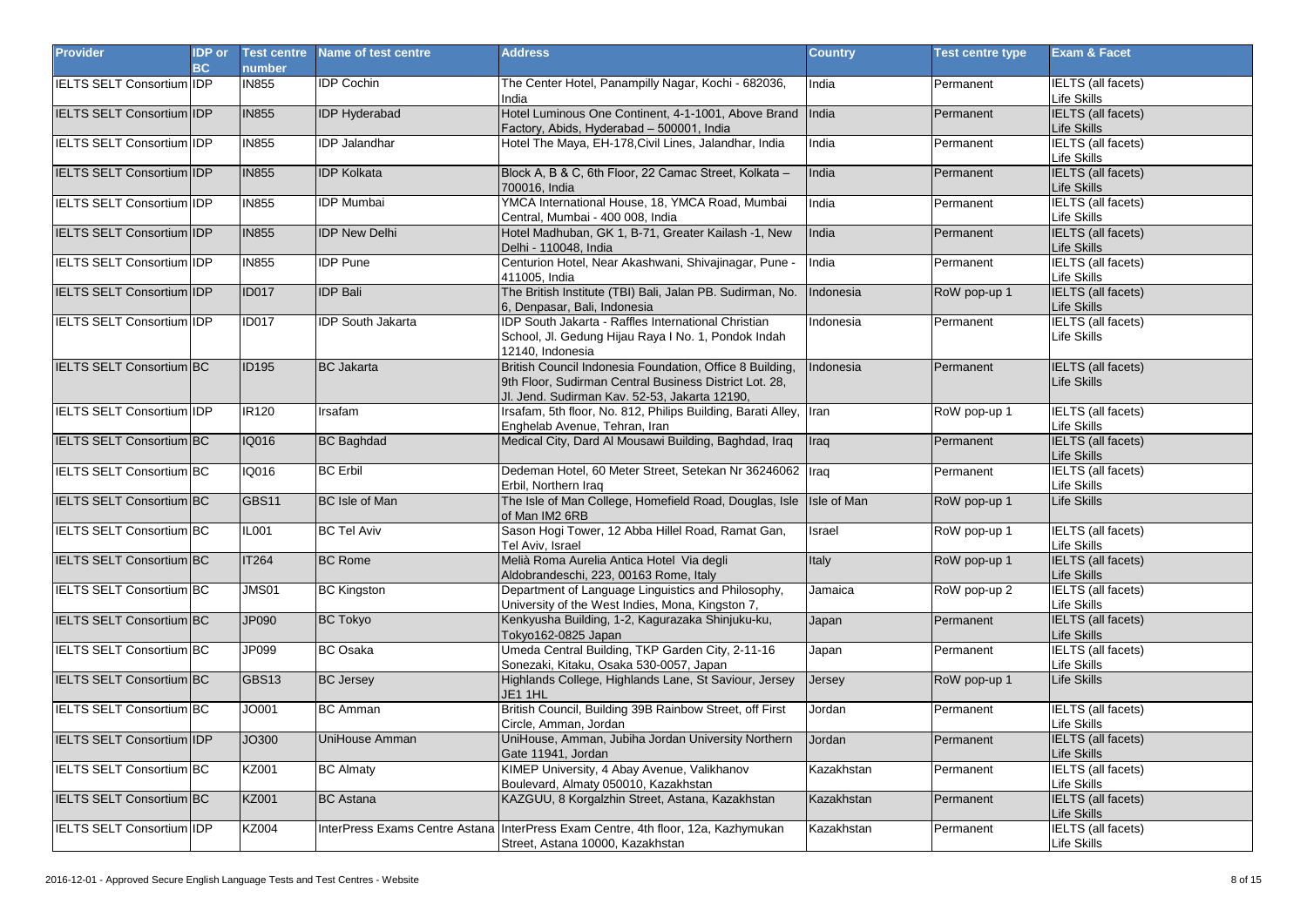| Provider | IDP or BC | Test centre number | Name of test centre | Address | Country | Test centre type | Exam & Facet |
|---|---|---|---|---|---|---|---|
| IELTS SELT Consortium | IDP | IN855 | IDP Cochin | The Center Hotel, Panampilly Nagar, Kochi - 682036, India | India | Permanent | IELTS (all facets) Life Skills |
| IELTS SELT Consortium | IDP | IN855 | IDP Hyderabad | Hotel Luminous One Continent, 4-1-1001, Above Brand Factory, Abids, Hyderabad – 500001, India | India | Permanent | IELTS (all facets) Life Skills |
| IELTS SELT Consortium | IDP | IN855 | IDP Jalandhar | Hotel The Maya, EH-178,Civil Lines, Jalandhar, India | India | Permanent | IELTS (all facets) Life Skills |
| IELTS SELT Consortium | IDP | IN855 | IDP Kolkata | Block A, B & C, 6th Floor, 22 Camac Street, Kolkata – 700016, India | India | Permanent | IELTS (all facets) Life Skills |
| IELTS SELT Consortium | IDP | IN855 | IDP Mumbai | YMCA International House, 18, YMCA Road, Mumbai Central, Mumbai - 400 008, India | India | Permanent | IELTS (all facets) Life Skills |
| IELTS SELT Consortium | IDP | IN855 | IDP New Delhi | Hotel Madhuban, GK 1, B-71, Greater Kailash -1, New Delhi - 110048, India | India | Permanent | IELTS (all facets) Life Skills |
| IELTS SELT Consortium | IDP | IN855 | IDP Pune | Centurion Hotel, Near Akashwani, Shivajinagar, Pune - 411005, India | India | Permanent | IELTS (all facets) Life Skills |
| IELTS SELT Consortium | IDP | ID017 | IDP Bali | The British Institute (TBI) Bali, Jalan PB. Sudirman, No. 6, Denpasar, Bali, Indonesia | Indonesia | RoW pop-up 1 | IELTS (all facets) Life Skills |
| IELTS SELT Consortium | IDP | ID017 | IDP South Jakarta | IDP South Jakarta - Raffles International Christian School, Jl. Gedung Hijau Raya I No. 1, Pondok Indah 12140, Indonesia | Indonesia | Permanent | IELTS (all facets) Life Skills |
| IELTS SELT Consortium | BC | ID195 | BC Jakarta | British Council Indonesia Foundation, Office 8 Building, 9th Floor, Sudirman Central Business District Lot. 28, Jl. Jend. Sudirman Kav. 52-53, Jakarta 12190, | Indonesia | Permanent | IELTS (all facets) Life Skills |
| IELTS SELT Consortium | IDP | IR120 | Irsafam | Irsafam, 5th floor, No. 812, Philips Building, Barati Alley, Enghelab Avenue, Tehran, Iran | Iran | RoW pop-up 1 | IELTS (all facets) Life Skills |
| IELTS SELT Consortium | BC | IQ016 | BC Baghdad | Medical City, Dard Al Mousawi Building, Baghdad, Iraq | Iraq | Permanent | IELTS (all facets) Life Skills |
| IELTS SELT Consortium | BC | IQ016 | BC Erbil | Dedeman Hotel, 60 Meter Street, Setekan Nr 36246062 Erbil, Northern Iraq | Iraq | Permanent | IELTS (all facets) Life Skills |
| IELTS SELT Consortium | BC | GBS11 | BC Isle of Man | The Isle of Man College, Homefield Road, Douglas, Isle of Man IM2 6RB | Isle of Man | RoW pop-up 1 | Life Skills |
| IELTS SELT Consortium | BC | IL001 | BC Tel Aviv | Sason Hogi Tower, 12 Abba Hillel Road, Ramat Gan, Tel Aviv, Israel | Israel | RoW pop-up 1 | IELTS (all facets) Life Skills |
| IELTS SELT Consortium | BC | IT264 | BC Rome | Melià Roma Aurelia Antica Hotel Via degli Aldobrandeschi, 223, 00163 Rome, Italy | Italy | RoW pop-up 1 | IELTS (all facets) Life Skills |
| IELTS SELT Consortium | BC | JMS01 | BC Kingston | Department of Language Linguistics and Philosophy, University of the West Indies, Mona, Kingston 7, | Jamaica | RoW pop-up 2 | IELTS (all facets) Life Skills |
| IELTS SELT Consortium | BC | JP090 | BC Tokyo | Kenkyusha Building, 1-2, Kagurazaka Shinjuku-ku, Tokyo162-0825 Japan | Japan | Permanent | IELTS (all facets) Life Skills |
| IELTS SELT Consortium | BC | JP099 | BC Osaka | Umeda Central Building, TKP Garden City, 2-11-16 Sonezaki, Kitaku, Osaka 530-0057, Japan | Japan | Permanent | IELTS (all facets) Life Skills |
| IELTS SELT Consortium | BC | GBS13 | BC Jersey | Highlands College, Highlands Lane, St Saviour, Jersey JE1 1HL | Jersey | RoW pop-up 1 | Life Skills |
| IELTS SELT Consortium | BC | JO001 | BC Amman | British Council, Building 39B Rainbow Street, off First Circle, Amman, Jordan | Jordan | Permanent | IELTS (all facets) Life Skills |
| IELTS SELT Consortium | IDP | JO300 | UniHouse Amman | UniHouse, Amman, Jubiha Jordan University Northern Gate 11941, Jordan | Jordan | Permanent | IELTS (all facets) Life Skills |
| IELTS SELT Consortium | BC | KZ001 | BC Almaty | KIMEP University, 4 Abay Avenue, Valikhanov Boulevard, Almaty 050010, Kazakhstan | Kazakhstan | Permanent | IELTS (all facets) Life Skills |
| IELTS SELT Consortium | BC | KZ001 | BC Astana | KAZGUU, 8 Korgalzhin Street, Astana, Kazakhstan | Kazakhstan | Permanent | IELTS (all facets) Life Skills |
| IELTS SELT Consortium | IDP | KZ004 | InterPress Exams Centre Astana | InterPress Exam Centre, 4th floor, 12a, Kazhymukan Street, Astana 10000, Kazakhstan | Kazakhstan | Permanent | IELTS (all facets) Life Skills |

2016-12-01 - Approved Secure English Language Tests and Test Centres - Website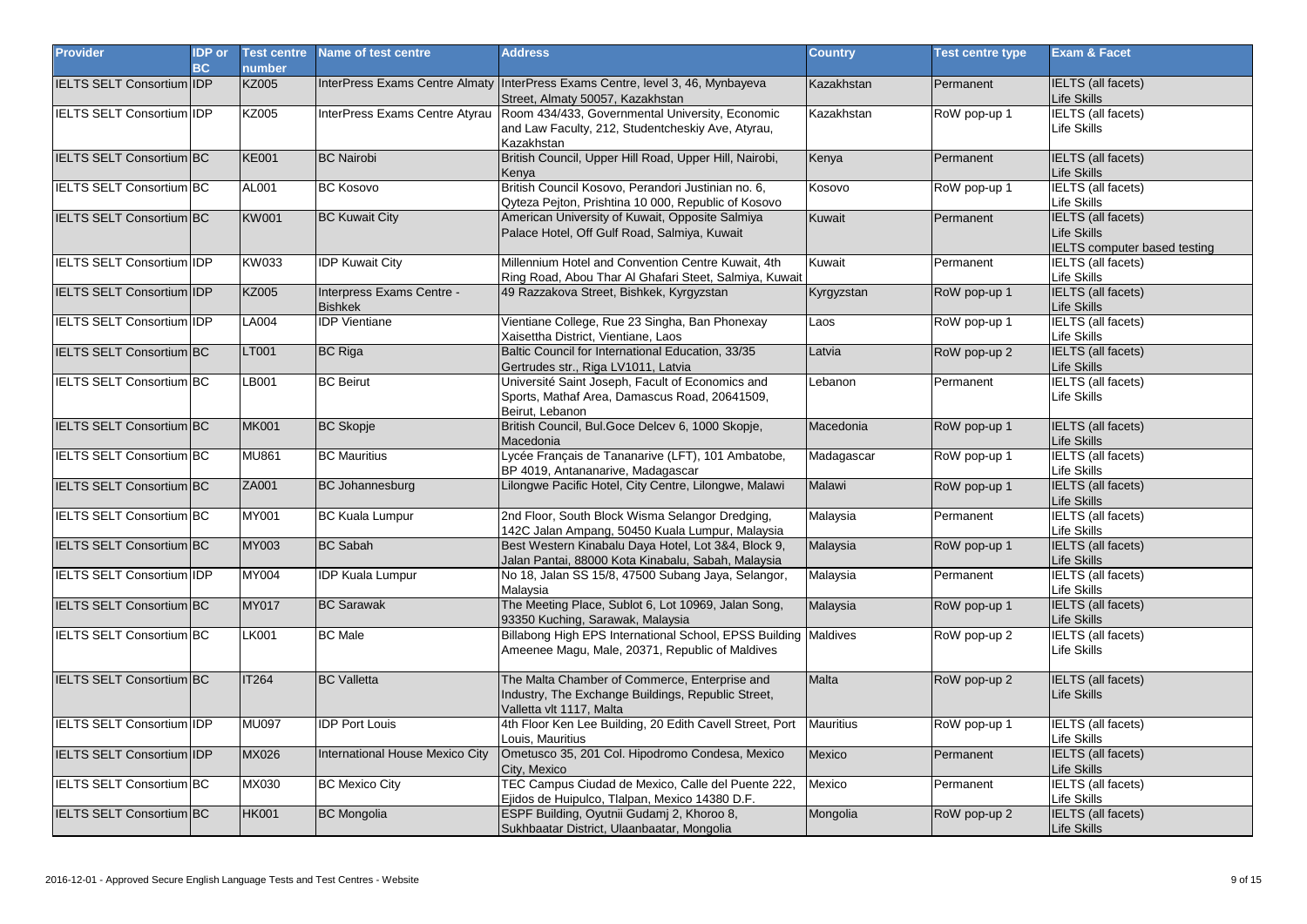| Provider | IDP or BC | Test centre number | Name of test centre | Address | Country | Test centre type | Exam & Facet |
|---|---|---|---|---|---|---|---|
| IELTS SELT Consortium | IDP | KZ005 | InterPress Exams Centre Almaty | InterPress Exams Centre, level 3, 46, Mynbayeva Street, Almaty 50057, Kazakhstan | Kazakhstan | Permanent | IELTS (all facets)<br>Life Skills |
| IELTS SELT Consortium | IDP | KZ005 | InterPress Exams Centre Atyrau | Room 434/433, Governmental University, Economic and Law Faculty, 212, Studentcheskiy Ave, Atyrau, Kazakhstan | Kazakhstan | RoW pop-up 1 | IELTS (all facets)<br>Life Skills |
| IELTS SELT Consortium | BC | KE001 | BC Nairobi | British Council, Upper Hill Road, Upper Hill, Nairobi, Kenya | Kenya | Permanent | IELTS (all facets)<br>Life Skills |
| IELTS SELT Consortium | BC | AL001 | BC Kosovo | British Council Kosovo, Perandori Justinian no. 6, Qyteza Pejton, Prishtina 10 000, Republic of Kosovo | Kosovo | RoW pop-up 1 | IELTS (all facets)<br>Life Skills |
| IELTS SELT Consortium | BC | KW001 | BC Kuwait City | American University of Kuwait, Opposite Salmiya Palace Hotel, Off Gulf Road, Salmiya, Kuwait | Kuwait | Permanent | IELTS (all facets)<br>Life Skills<br>IELTS computer based testing |
| IELTS SELT Consortium | IDP | KW033 | IDP Kuwait City | Millennium Hotel and Convention Centre Kuwait, 4th Ring Road, Abou Thar Al Ghafari Steet, Salmiya, Kuwait | Kuwait | Permanent | IELTS (all facets)<br>Life Skills |
| IELTS SELT Consortium | IDP | KZ005 | Interpress Exams Centre - Bishkek | 49 Razzakova Street, Bishkek, Kyrgyzstan | Kyrgyzstan | RoW pop-up 1 | IELTS (all facets)<br>Life Skills |
| IELTS SELT Consortium | IDP | LA004 | IDP Vientiane | Vientiane College, Rue 23 Singha, Ban Phonexay Xaisettha District, Vientiane, Laos | Laos | RoW pop-up 1 | IELTS (all facets)<br>Life Skills |
| IELTS SELT Consortium | BC | LT001 | BC Riga | Baltic Council for International Education, 33/35 Gertrudes str., Riga LV1011, Latvia | Latvia | RoW pop-up 2 | IELTS (all facets)<br>Life Skills |
| IELTS SELT Consortium | BC | LB001 | BC Beirut | Université Saint Joseph, Facult of Economics and Sports, Mathaf Area, Damascus Road, 20641509, Beirut, Lebanon | Lebanon | Permanent | IELTS (all facets)<br>Life Skills |
| IELTS SELT Consortium | BC | MK001 | BC Skopje | British Council, Bul.Goce Delcev 6, 1000 Skopje, Macedonia | Macedonia | RoW pop-up 1 | IELTS (all facets)<br>Life Skills |
| IELTS SELT Consortium | BC | MU861 | BC Mauritius | Lycée Français de Tananarive (LFT), 101 Ambatobe, BP 4019, Antananarive, Madagascar | Madagascar | RoW pop-up 1 | IELTS (all facets)<br>Life Skills |
| IELTS SELT Consortium | BC | ZA001 | BC Johannesburg | Lilongwe Pacific Hotel, City Centre, Lilongwe, Malawi | Malawi | RoW pop-up 1 | IELTS (all facets)<br>Life Skills |
| IELTS SELT Consortium | BC | MY001 | BC Kuala Lumpur | 2nd Floor, South Block Wisma Selangor Dredging, 142C Jalan Ampang, 50450 Kuala Lumpur, Malaysia | Malaysia | Permanent | IELTS (all facets)<br>Life Skills |
| IELTS SELT Consortium | BC | MY003 | BC Sabah | Best Western Kinabalu Daya Hotel, Lot 3&4, Block 9, Jalan Pantai, 88000 Kota Kinabalu, Sabah, Malaysia | Malaysia | RoW pop-up 1 | IELTS (all facets)<br>Life Skills |
| IELTS SELT Consortium | IDP | MY004 | IDP Kuala Lumpur | No 18, Jalan SS 15/8, 47500 Subang Jaya, Selangor, Malaysia | Malaysia | Permanent | IELTS (all facets)<br>Life Skills |
| IELTS SELT Consortium | BC | MY017 | BC Sarawak | The Meeting Place, Sublot 6, Lot 10969, Jalan Song, 93350 Kuching, Sarawak, Malaysia | Malaysia | RoW pop-up 1 | IELTS (all facets)<br>Life Skills |
| IELTS SELT Consortium | BC | LK001 | BC Male | Billabong High EPS International School, EPSS Building Ameenee Magu, Male, 20371, Republic of Maldives | Maldives | RoW pop-up 2 | IELTS (all facets)<br>Life Skills |
| IELTS SELT Consortium | BC | IT264 | BC Valletta | The Malta Chamber of Commerce, Enterprise and Industry, The Exchange Buildings, Republic Street, Valletta vlt 1117, Malta | Malta | RoW pop-up 2 | IELTS (all facets)<br>Life Skills |
| IELTS SELT Consortium | IDP | MU097 | IDP Port Louis | 4th Floor Ken Lee Building, 20 Edith Cavell Street, Port Louis, Mauritius | Mauritius | RoW pop-up 1 | IELTS (all facets)<br>Life Skills |
| IELTS SELT Consortium | IDP | MX026 | International House Mexico City | Ometusco 35, 201 Col. Hipodromo Condesa, Mexico City, Mexico | Mexico | Permanent | IELTS (all facets)<br>Life Skills |
| IELTS SELT Consortium | BC | MX030 | BC Mexico City | TEC Campus Ciudad de Mexico, Calle del Puente 222, Ejidos de Huipulco, Tlalpan, Mexico 14380 D.F. | Mexico | Permanent | IELTS (all facets)<br>Life Skills |
| IELTS SELT Consortium | BC | HK001 | BC Mongolia | ESPF Building, Oyutnii Gudamj 2, Khoroo 8, Sukhbaatar District, Ulaanbaatar, Mongolia | Mongolia | RoW pop-up 2 | IELTS (all facets)<br>Life Skills |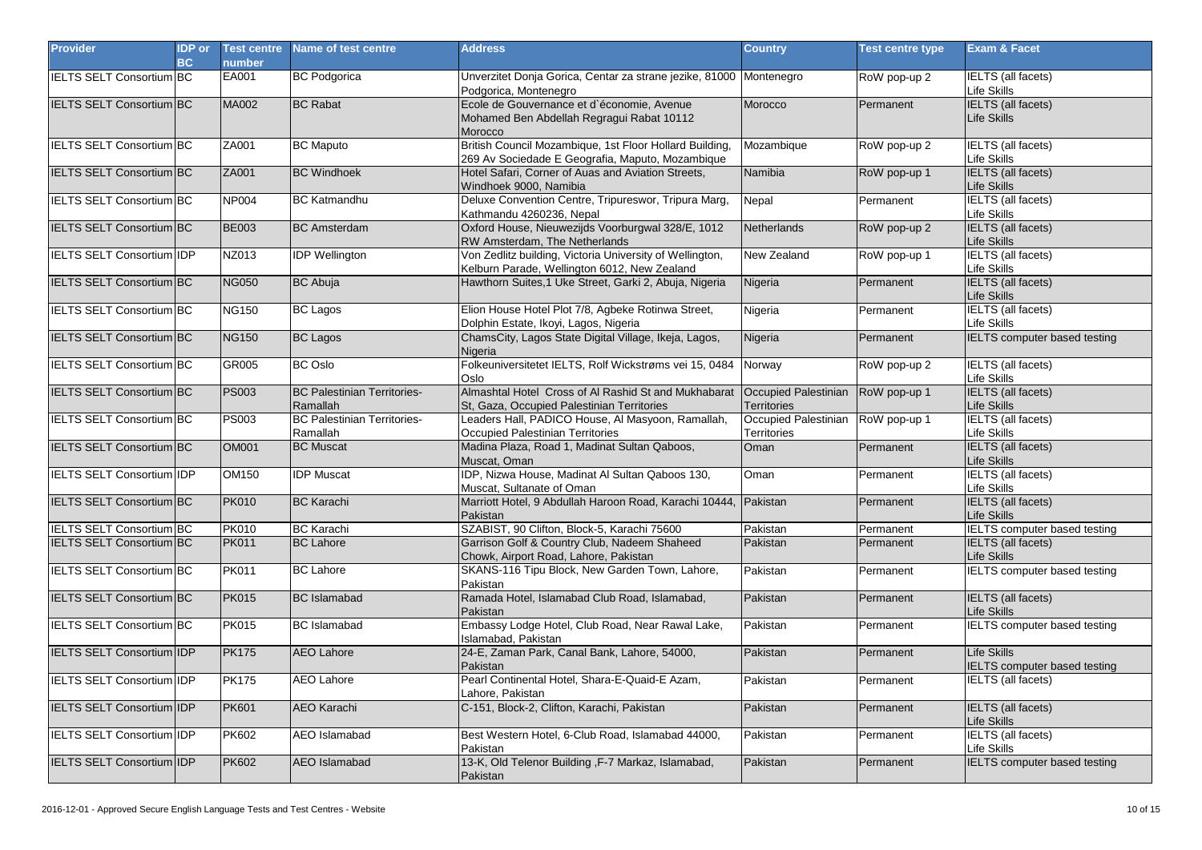| Provider | IDP or BC | Test centre number | Name of test centre | Address | Country | Test centre type | Exam & Facet |
|---|---|---|---|---|---|---|---|
| IELTS SELT Consortium | BC | EA001 | BC Podgorica | Unverzitet Donja Gorica, Centar za strane jezike, 81000 Podgorica, Montenegro | Montenegro | RoW pop-up 2 | IELTS (all facets)<br>Life Skills |
| IELTS SELT Consortium | BC | MA002 | BC Rabat | Ecole de Gouvernance et d`économie, Avenue Mohamed Ben Abdellah Regragui Rabat 10112 Morocco | Morocco | Permanent | IELTS (all facets)<br>Life Skills |
| IELTS SELT Consortium | BC | ZA001 | BC Maputo | British Council Mozambique, 1st Floor Hollard Building, 269 Av Sociedade E Geografia, Maputo, Mozambique | Mozambique | RoW pop-up 2 | IELTS (all facets)<br>Life Skills |
| IELTS SELT Consortium | BC | ZA001 | BC Windhoek | Hotel Safari, Corner of Auas and Aviation Streets, Windhoek 9000, Namibia | Namibia | RoW pop-up 1 | IELTS (all facets)<br>Life Skills |
| IELTS SELT Consortium | BC | NP004 | BC Katmandhu | Deluxe Convention Centre, Tripureswor, Tripura Marg, Kathmandu 4260236, Nepal | Nepal | Permanent | IELTS (all facets)<br>Life Skills |
| IELTS SELT Consortium | BC | BE003 | BC Amsterdam | Oxford House, Nieuwezijds Voorburgwal 328/E, 1012 RW Amsterdam, The Netherlands | Netherlands | RoW pop-up 2 | IELTS (all facets)<br>Life Skills |
| IELTS SELT Consortium | IDP | NZ013 | IDP Wellington | Von Zedlitz building, Victoria University of Wellington, Kelburn Parade, Wellington 6012, New Zealand | New Zealand | RoW pop-up 1 | IELTS (all facets)<br>Life Skills |
| IELTS SELT Consortium | BC | NG050 | BC Abuja | Hawthorn Suites,1 Uke Street, Garki 2, Abuja, Nigeria | Nigeria | Permanent | IELTS (all facets)<br>Life Skills |
| IELTS SELT Consortium | BC | NG150 | BC Lagos | Elion House Hotel Plot 7/8, Agbeke Rotinwa Street, Dolphin Estate, Ikoyi, Lagos, Nigeria | Nigeria | Permanent | IELTS (all facets)<br>Life Skills |
| IELTS SELT Consortium | BC | NG150 | BC Lagos | ChamsCity, Lagos State Digital Village, Ikeja, Lagos, Nigeria | Nigeria | Permanent | IELTS computer based testing |
| IELTS SELT Consortium | BC | GR005 | BC Oslo | Folkeuniversitetet IELTS, Rolf Wickstrøms vei 15, 0484 Oslo | Norway | RoW pop-up 2 | IELTS (all facets)<br>Life Skills |
| IELTS SELT Consortium | BC | PS003 | BC Palestinian Territories- Ramallah | Almashtal Hotel Cross of Al Rashid St and Mukhabarat St, Gaza, Occupied Palestinian Territories | Occupied Palestinian Territories | RoW pop-up 1 | IELTS (all facets)<br>Life Skills |
| IELTS SELT Consortium | BC | PS003 | BC Palestinian Territories- Ramallah | Leaders Hall, PADICO House, Al Masyoon, Ramallah, Occupied Palestinian Territories | Occupied Palestinian Territories | RoW pop-up 1 | IELTS (all facets)<br>Life Skills |
| IELTS SELT Consortium | BC | OM001 | BC Muscat | Madina Plaza, Road 1, Madinat Sultan Qaboos, Muscat, Oman | Oman | Permanent | IELTS (all facets)<br>Life Skills |
| IELTS SELT Consortium | IDP | OM150 | IDP Muscat | IDP, Nizwa House, Madinat Al Sultan Qaboos 130, Muscat, Sultanate of Oman | Oman | Permanent | IELTS (all facets)<br>Life Skills |
| IELTS SELT Consortium | BC | PK010 | BC Karachi | Marriott Hotel, 9 Abdullah Haroon Road, Karachi 10444, Pakistan | Pakistan | Permanent | IELTS (all facets)<br>Life Skills |
| IELTS SELT Consortium | BC | PK010 | BC Karachi | SZABIST, 90 Clifton, Block-5, Karachi 75600 | Pakistan | Permanent | IELTS computer based testing |
| IELTS SELT Consortium | BC | PK011 | BC Lahore | Garrison Golf & Country Club, Nadeem Shaheed Chowk, Airport Road, Lahore, Pakistan | Pakistan | Permanent | IELTS (all facets)<br>Life Skills |
| IELTS SELT Consortium | BC | PK011 | BC Lahore | SKANS-116 Tipu Block, New Garden Town, Lahore, Pakistan | Pakistan | Permanent | IELTS computer based testing |
| IELTS SELT Consortium | BC | PK015 | BC Islamabad | Ramada Hotel, Islamabad Club Road, Islamabad, Pakistan | Pakistan | Permanent | IELTS (all facets)<br>Life Skills |
| IELTS SELT Consortium | BC | PK015 | BC Islamabad | Embassy Lodge Hotel, Club Road, Near Rawal Lake, Islamabad, Pakistan | Pakistan | Permanent | IELTS computer based testing |
| IELTS SELT Consortium | IDP | PK175 | AEO Lahore | 24-E, Zaman Park, Canal Bank, Lahore, 54000, Pakistan | Pakistan | Permanent | Life Skills<br>IELTS computer based testing |
| IELTS SELT Consortium | IDP | PK175 | AEO Lahore | Pearl Continental Hotel, Shara-E-Quaid-E Azam, Lahore, Pakistan | Pakistan | Permanent | IELTS (all facets) |
| IELTS SELT Consortium | IDP | PK601 | AEO Karachi | C-151, Block-2, Clifton, Karachi, Pakistan | Pakistan | Permanent | IELTS (all facets)<br>Life Skills |
| IELTS SELT Consortium | IDP | PK602 | AEO Islamabad | Best Western Hotel, 6-Club Road, Islamabad 44000, Pakistan | Pakistan | Permanent | IELTS (all facets)<br>Life Skills |
| IELTS SELT Consortium | IDP | PK602 | AEO Islamabad | 13-K, Old Telenor Building ,F-7 Markaz, Islamabad, Pakistan | Pakistan | Permanent | IELTS computer based testing |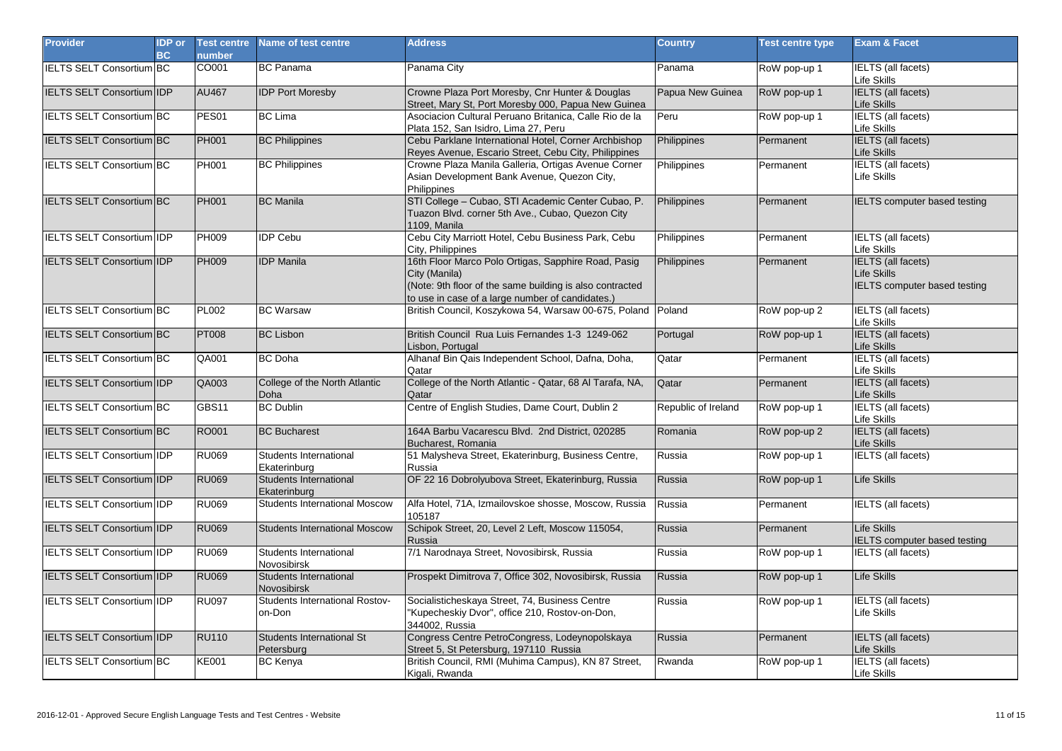| Provider | IDP or BC | Test centre number | Name of test centre | Address | Country | Test centre type | Exam & Facet |
|---|---|---|---|---|---|---|---|
| IELTS SELT Consortium | BC | CO001 | BC Panama | Panama City | Panama | RoW pop-up 1 | IELTS (all facets)<br>Life Skills |
| IELTS SELT Consortium | IDP | AU467 | IDP Port Moresby | Crowne Plaza Port Moresby, Cnr Hunter & Douglas Street, Mary St, Port Moresby 000, Papua New Guinea | Papua New Guinea | RoW pop-up 1 | IELTS (all facets)<br>Life Skills |
| IELTS SELT Consortium | BC | PES01 | BC Lima | Asociacion Cultural Peruano Britanica, Calle Rio de la Plata 152, San Isidro, Lima 27, Peru | Peru | RoW pop-up 1 | IELTS (all facets)<br>Life Skills |
| IELTS SELT Consortium | BC | PH001 | BC Philippines | Cebu Parklane International Hotel, Corner Archbishop Reyes Avenue, Escario Street, Cebu City, Philippines | Philippines | Permanent | IELTS (all facets)<br>Life Skills |
| IELTS SELT Consortium | BC | PH001 | BC Philippines | Crowne Plaza Manila Galleria, Ortigas Avenue Corner Asian Development Bank Avenue, Quezon City, Philippines | Philippines | Permanent | IELTS (all facets)<br>Life Skills |
| IELTS SELT Consortium | BC | PH001 | BC Manila | STI College – Cubao, STI Academic Center Cubao, P. Tuazon Blvd. corner 5th Ave., Cubao, Quezon City 1109, Manila | Philippines | Permanent | IELTS computer based testing |
| IELTS SELT Consortium | IDP | PH009 | IDP Cebu | Cebu City Marriott Hotel, Cebu Business Park, Cebu City, Philippines | Philippines | Permanent | IELTS (all facets)<br>Life Skills |
| IELTS SELT Consortium | IDP | PH009 | IDP Manila | 16th Floor Marco Polo Ortigas, Sapphire Road, Pasig City (Manila)<br>(Note: 9th floor of the same building is also contracted to use in case of a large number of candidates.) | Philippines | Permanent | IELTS (all facets)<br>Life Skills<br>IELTS computer based testing |
| IELTS SELT Consortium | BC | PL002 | BC Warsaw | British Council, Koszykowa 54, Warsaw 00-675, Poland | Poland | RoW pop-up 2 | IELTS (all facets)<br>Life Skills |
| IELTS SELT Consortium | BC | PT008 | BC Lisbon | British Council Rua Luis Fernandes 1-3 1249-062 Lisbon, Portugal | Portugal | RoW pop-up 1 | IELTS (all facets)<br>Life Skills |
| IELTS SELT Consortium | BC | QA001 | BC Doha | Alhanaf Bin Qais Independent School, Dafna, Doha, Qatar | Qatar | Permanent | IELTS (all facets)<br>Life Skills |
| IELTS SELT Consortium | IDP | QA003 | College of the North Atlantic Doha | College of the North Atlantic - Qatar, 68 Al Tarafa, NA, Qatar | Qatar | Permanent | IELTS (all facets)<br>Life Skills |
| IELTS SELT Consortium | BC | GBS11 | BC Dublin | Centre of English Studies, Dame Court, Dublin 2 | Republic of Ireland | RoW pop-up 1 | IELTS (all facets)<br>Life Skills |
| IELTS SELT Consortium | BC | RO001 | BC Bucharest | 164A Barbu Vacarescu Blvd. 2nd District, 020285 Bucharest, Romania | Romania | RoW pop-up 2 | IELTS (all facets)<br>Life Skills |
| IELTS SELT Consortium | IDP | RU069 | Students International Ekaterinburg | 51 Malysheva Street, Ekaterinburg, Business Centre, Russia | Russia | RoW pop-up 1 | IELTS (all facets) |
| IELTS SELT Consortium | IDP | RU069 | Students International Ekaterinburg | OF 22 16 Dobrolyubova Street, Ekaterinburg, Russia | Russia | RoW pop-up 1 | Life Skills |
| IELTS SELT Consortium | IDP | RU069 | Students International Moscow | Alfa Hotel, 71A, Izmailovskoe shosse, Moscow, Russia 105187 | Russia | Permanent | IELTS (all facets) |
| IELTS SELT Consortium | IDP | RU069 | Students International Moscow | Schipok Street, 20, Level 2 Left, Moscow 115054, Russia | Russia | Permanent | Life Skills<br>IELTS computer based testing |
| IELTS SELT Consortium | IDP | RU069 | Students International Novosibirsk | 7/1 Narodnaya Street, Novosibirsk, Russia | Russia | RoW pop-up 1 | IELTS (all facets) |
| IELTS SELT Consortium | IDP | RU069 | Students International Novosibirsk | Prospekt Dimitrova 7, Office 302, Novosibirsk, Russia | Russia | RoW pop-up 1 | Life Skills |
| IELTS SELT Consortium | IDP | RU097 | Students International Rostov-on-Don | Socialisticheskaya Street, 74, Business Centre "Kupecheskiy Dvor", office 210, Rostov-on-Don, 344002, Russia | Russia | RoW pop-up 1 | IELTS (all facets)<br>Life Skills |
| IELTS SELT Consortium | IDP | RU110 | Students International St Petersburg | Congress Centre PetroCongress, Lodeynopolskaya Street 5, St Petersburg, 197110 Russia | Russia | Permanent | IELTS (all facets)<br>Life Skills |
| IELTS SELT Consortium | BC | KE001 | BC Kenya | British Council, RMI (Muhima Campus), KN 87 Street, Kigali, Rwanda | Rwanda | RoW pop-up 1 | IELTS (all facets)<br>Life Skills |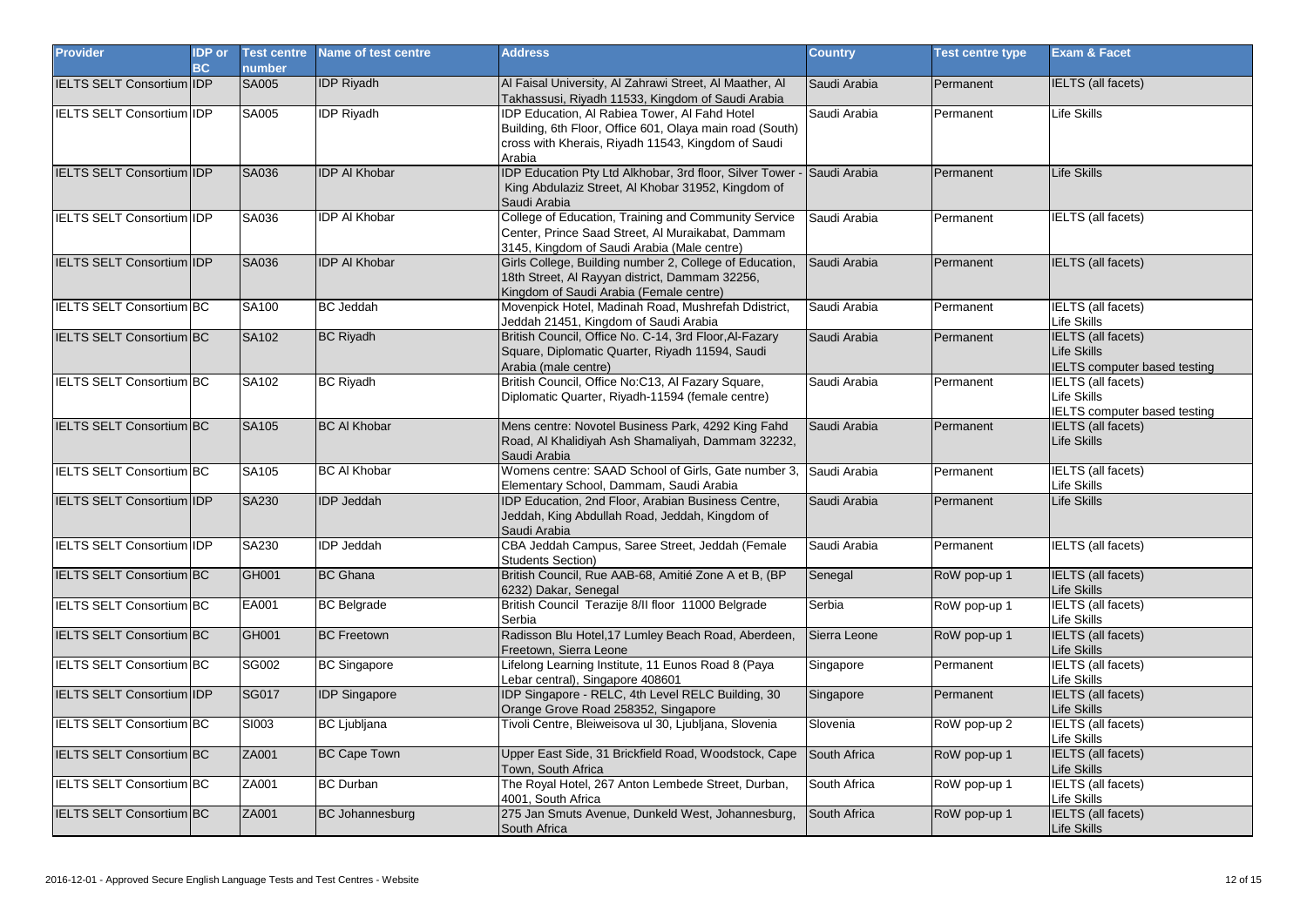| Provider | IDP or BC | Test centre number | Name of test centre | Address | Country | Test centre type | Exam & Facet |
|---|---|---|---|---|---|---|---|
| IELTS SELT Consortium | IDP | SA005 | IDP Riyadh | Al Faisal University, Al Zahrawi Street, Al Maather, Al Takhassusi, Riyadh 11533, Kingdom of Saudi Arabia | Saudi Arabia | Permanent | IELTS (all facets) |
| IELTS SELT Consortium | IDP | SA005 | IDP Riyadh | IDP Education, Al Rabiea Tower, Al Fahd Hotel Building, 6th Floor, Office 601, Olaya main road (South) cross with Kherais, Riyadh 11543, Kingdom of Saudi Arabia | Saudi Arabia | Permanent | Life Skills |
| IELTS SELT Consortium | IDP | SA036 | IDP Al Khobar | IDP Education Pty Ltd Alkhobar, 3rd floor, Silver Tower - King Abdulaziz Street, Al Khobar 31952, Kingdom of Saudi Arabia | Saudi Arabia | Permanent | Life Skills |
| IELTS SELT Consortium | IDP | SA036 | IDP Al Khobar | College of Education, Training and Community Service Center, Prince Saad Street, Al Muraikabat, Dammam 3145, Kingdom of Saudi Arabia (Male centre) | Saudi Arabia | Permanent | IELTS (all facets) |
| IELTS SELT Consortium | IDP | SA036 | IDP Al Khobar | Girls College, Building number 2, College of Education, 18th Street, Al Rayyan district, Dammam 32256, Kingdom of Saudi Arabia (Female centre) | Saudi Arabia | Permanent | IELTS (all facets) |
| IELTS SELT Consortium | BC | SA100 | BC Jeddah | Movenpick Hotel, Madinah Road, Mushrefah Ddistrict, Jeddah 21451, Kingdom of Saudi Arabia | Saudi Arabia | Permanent | IELTS (all facets)<br>Life Skills |
| IELTS SELT Consortium | BC | SA102 | BC Riyadh | British Council, Office No. C-14, 3rd Floor,Al-Fazary Square, Diplomatic Quarter, Riyadh 11594, Saudi Arabia (male centre) | Saudi Arabia | Permanent | IELTS (all facets)<br>Life Skills<br>IELTS computer based testing |
| IELTS SELT Consortium | BC | SA102 | BC Riyadh | British Council, Office No:C13, Al Fazary Square, Diplomatic Quarter, Riyadh-11594 (female centre) | Saudi Arabia | Permanent | IELTS (all facets)<br>Life Skills<br>IELTS computer based testing |
| IELTS SELT Consortium | BC | SA105 | BC Al Khobar | Mens centre: Novotel Business Park, 4292 King Fahd Road, Al Khalidiyah Ash Shamaliyah, Dammam 32232, Saudi Arabia | Saudi Arabia | Permanent | IELTS (all facets)<br>Life Skills |
| IELTS SELT Consortium | BC | SA105 | BC Al Khobar | Womens centre: SAAD School of Girls, Gate number 3, Elementary School, Dammam, Saudi Arabia | Saudi Arabia | Permanent | IELTS (all facets)<br>Life Skills |
| IELTS SELT Consortium | IDP | SA230 | IDP Jeddah | IDP Education, 2nd Floor, Arabian Business Centre, Jeddah, King Abdullah Road, Jeddah, Kingdom of Saudi Arabia | Saudi Arabia | Permanent | Life Skills |
| IELTS SELT Consortium | IDP | SA230 | IDP Jeddah | CBA Jeddah Campus, Saree Street, Jeddah (Female Students Section) | Saudi Arabia | Permanent | IELTS (all facets) |
| IELTS SELT Consortium | BC | GH001 | BC Ghana | British Council, Rue AAB-68, Amitié Zone A et B, (BP 6232) Dakar, Senegal | Senegal | RoW pop-up 1 | IELTS (all facets)<br>Life Skills |
| IELTS SELT Consortium | BC | EA001 | BC Belgrade | British Council Terazije 8/II floor 11000 Belgrade Serbia | Serbia | RoW pop-up 1 | IELTS (all facets)<br>Life Skills |
| IELTS SELT Consortium | BC | GH001 | BC Freetown | Radisson Blu Hotel,17 Lumley Beach Road, Aberdeen, Freetown, Sierra Leone | Sierra Leone | RoW pop-up 1 | IELTS (all facets)<br>Life Skills |
| IELTS SELT Consortium | BC | SG002 | BC Singapore | Lifelong Learning Institute, 11 Eunos Road 8 (Paya Lebar central), Singapore 408601 | Singapore | Permanent | IELTS (all facets)<br>Life Skills |
| IELTS SELT Consortium | IDP | SG017 | IDP Singapore | IDP Singapore - RELC, 4th Level RELC Building, 30 Orange Grove Road 258352, Singapore | Singapore | Permanent | IELTS (all facets)<br>Life Skills |
| IELTS SELT Consortium | BC | SI003 | BC Ljubljana | Tivoli Centre, Bleiweisova ul 30, Ljubljana, Slovenia | Slovenia | RoW pop-up 2 | IELTS (all facets)<br>Life Skills |
| IELTS SELT Consortium | BC | ZA001 | BC Cape Town | Upper East Side, 31 Brickfield Road, Woodstock, Cape Town, South Africa | South Africa | RoW pop-up 1 | IELTS (all facets)<br>Life Skills |
| IELTS SELT Consortium | BC | ZA001 | BC Durban | The Royal Hotel, 267 Anton Lembede Street, Durban, 4001, South Africa | South Africa | RoW pop-up 1 | IELTS (all facets)<br>Life Skills |
| IELTS SELT Consortium | BC | ZA001 | BC Johannesburg | 275 Jan Smuts Avenue, Dunkeld West, Johannesburg, South Africa | South Africa | RoW pop-up 1 | IELTS (all facets)<br>Life Skills |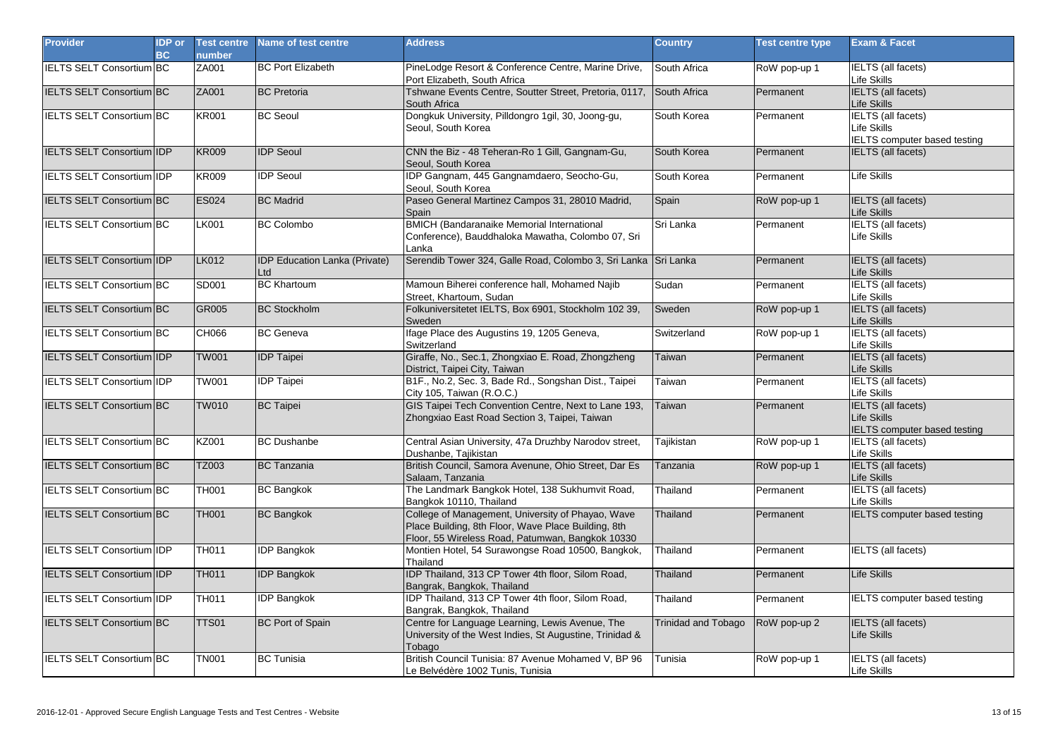| Provider | IDP or BC | Test centre number | Name of test centre | Address | Country | Test centre type | Exam & Facet |
|---|---|---|---|---|---|---|---|
| IELTS SELT Consortium | BC | ZA001 | BC Port Elizabeth | PineLodge Resort & Conference Centre, Marine Drive, Port Elizabeth, South Africa | South Africa | RoW pop-up 1 | IELTS (all facets)<br>Life Skills |
| IELTS SELT Consortium | BC | ZA001 | BC Pretoria | Tshwane Events Centre, Soutter Street, Pretoria, 0117, South Africa | South Africa | Permanent | IELTS (all facets)<br>Life Skills |
| IELTS SELT Consortium | BC | KR001 | BC Seoul | Dongkuk University, Pilldongro 1gil, 30, Joong-gu, Seoul, South Korea | South Korea | Permanent | IELTS (all facets)<br>Life Skills<br>IELTS computer based testing |
| IELTS SELT Consortium | IDP | KR009 | IDP Seoul | CNN the Biz - 48 Teheran-Ro 1 Gill, Gangnam-Gu, Seoul, South Korea | South Korea | Permanent | IELTS (all facets) |
| IELTS SELT Consortium | IDP | KR009 | IDP Seoul | IDP Gangnam, 445 Gangnamdaero, Seocho-Gu, Seoul, South Korea | South Korea | Permanent | Life Skills |
| IELTS SELT Consortium | BC | ES024 | BC Madrid | Paseo General Martinez Campos 31, 28010 Madrid, Spain | Spain | RoW pop-up 1 | IELTS (all facets)<br>Life Skills |
| IELTS SELT Consortium | BC | LK001 | BC Colombo | BMICH (Bandaranaike Memorial International Conference), Bauddhaloka Mawatha, Colombo 07, Sri Lanka | Sri Lanka | Permanent | IELTS (all facets)<br>Life Skills |
| IELTS SELT Consortium | IDP | LK012 | IDP Education Lanka (Private) Ltd | Serendib Tower 324, Galle Road, Colombo 3, Sri Lanka | Sri Lanka | Permanent | IELTS (all facets)<br>Life Skills |
| IELTS SELT Consortium | BC | SD001 | BC Khartoum | Mamoun Biherei conference hall, Mohamed Najib Street, Khartoum, Sudan | Sudan | Permanent | IELTS (all facets)<br>Life Skills |
| IELTS SELT Consortium | BC | GR005 | BC Stockholm | Folkuniversitetet IELTS, Box 6901, Stockholm 102 39, Sweden | Sweden | RoW pop-up 1 | IELTS (all facets)<br>Life Skills |
| IELTS SELT Consortium | BC | CH066 | BC Geneva | Ifage Place des Augustins 19, 1205 Geneva, Switzerland | Switzerland | RoW pop-up 1 | IELTS (all facets)<br>Life Skills |
| IELTS SELT Consortium | IDP | TW001 | IDP Taipei | Giraffe, No., Sec.1, Zhongxiao E. Road, Zhongzheng District, Taipei City, Taiwan | Taiwan | Permanent | IELTS (all facets)<br>Life Skills |
| IELTS SELT Consortium | IDP | TW001 | IDP Taipei | B1F., No.2, Sec. 3, Bade Rd., Songshan Dist., Taipei City 105, Taiwan (R.O.C.) | Taiwan | Permanent | IELTS (all facets)<br>Life Skills |
| IELTS SELT Consortium | BC | TW010 | BC Taipei | GIS Taipei Tech Convention Centre, Next to Lane 193, Zhongxiao East Road Section 3, Taipei, Taiwan | Taiwan | Permanent | IELTS (all facets)<br>Life Skills<br>IELTS computer based testing |
| IELTS SELT Consortium | BC | KZ001 | BC Dushanbe | Central Asian University, 47a Druzhby Narodov street, Dushanbe, Tajikistan | Tajikistan | RoW pop-up 1 | IELTS (all facets)<br>Life Skills |
| IELTS SELT Consortium | BC | TZ003 | BC Tanzania | British Council, Samora Avenune, Ohio Street, Dar Es Salaam, Tanzania | Tanzania | RoW pop-up 1 | IELTS (all facets)<br>Life Skills |
| IELTS SELT Consortium | BC | TH001 | BC Bangkok | The Landmark Bangkok Hotel, 138 Sukhumvit Road, Bangkok 10110, Thailand | Thailand | Permanent | IELTS (all facets)<br>Life Skills |
| IELTS SELT Consortium | BC | TH001 | BC Bangkok | College of Management, University of Phayao, Wave Place Building, 8th Floor, Wave Place Building, 8th Floor, 55 Wireless Road, Patumwan, Bangkok 10330 | Thailand | Permanent | IELTS computer based testing |
| IELTS SELT Consortium | IDP | TH011 | IDP Bangkok | Montien Hotel, 54 Surawongse Road 10500, Bangkok, Thailand | Thailand | Permanent | IELTS (all facets) |
| IELTS SELT Consortium | IDP | TH011 | IDP Bangkok | IDP Thailand, 313 CP Tower 4th floor, Silom Road, Bangrak, Bangkok, Thailand | Thailand | Permanent | Life Skills |
| IELTS SELT Consortium | IDP | TH011 | IDP Bangkok | IDP Thailand, 313 CP Tower 4th floor, Silom Road, Bangrak, Bangkok, Thailand | Thailand | Permanent | IELTS computer based testing |
| IELTS SELT Consortium | BC | TTS01 | BC Port of Spain | Centre for Language Learning, Lewis Avenue, The University of the West Indies, St Augustine, Trinidad & Tobago | Trinidad and Tobago | RoW pop-up 2 | IELTS (all facets)<br>Life Skills |
| IELTS SELT Consortium | BC | TN001 | BC Tunisia | British Council Tunisia: 87 Avenue Mohamed V, BP 96 Le Belvédère 1002 Tunis, Tunisia | Tunisia | RoW pop-up 1 | IELTS (all facets)<br>Life Skills |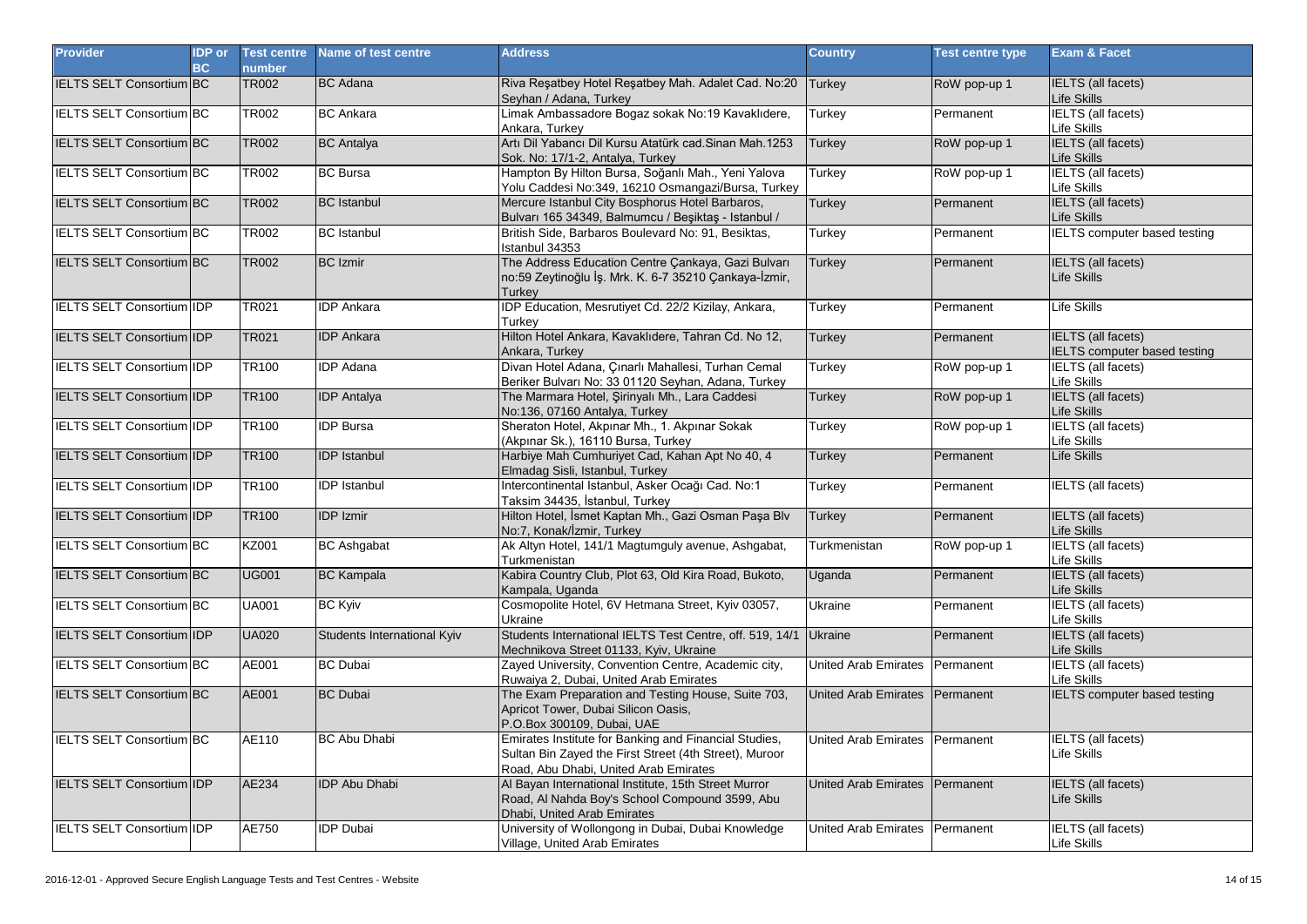| Provider | IDP or BC | Test centre number | Name of test centre | Address | Country | Test centre type | Exam & Facet |
|---|---|---|---|---|---|---|---|
| IELTS SELT Consortium | BC | TR002 | BC Adana | Riva Reşatbey Hotel Reşatbey Mah. Adalet Cad. No:20 Seyhan / Adana, Turkey | Turkey | RoW pop-up 1 | IELTS (all facets)<br>Life Skills |
| IELTS SELT Consortium | BC | TR002 | BC Ankara | Limak Ambassadore Bogaz sokak No:19 Kavaklıdere, Ankara, Turkey | Turkey | Permanent | IELTS (all facets)<br>Life Skills |
| IELTS SELT Consortium | BC | TR002 | BC Antalya | Artı Dil Yabancı Dil Kursu Atatürk cad.Sinan Mah.1253 Sok. No: 17/1-2, Antalya, Turkey | Turkey | RoW pop-up 1 | IELTS (all facets)<br>Life Skills |
| IELTS SELT Consortium | BC | TR002 | BC Bursa | Hampton By Hilton Bursa, Soğanlı Mah., Yeni Yalova Yolu Caddesi No:349, 16210 Osmangazi/Bursa, Turkey | Turkey | RoW pop-up 1 | IELTS (all facets)<br>Life Skills |
| IELTS SELT Consortium | BC | TR002 | BC Istanbul | Mercure Istanbul City Bosphorus Hotel Barbaros, Bulvarı 165 34349, Balmumcu • Beşiktaş - Istanbul / | Turkey | Permanent | IELTS (all facets)<br>Life Skills |
| IELTS SELT Consortium | BC | TR002 | BC Istanbul | British Side, Barbaros Boulevard No: 91, Besiktas, Istanbul 34353 | Turkey | Permanent | IELTS computer based testing |
| IELTS SELT Consortium | BC | TR002 | BC Izmir | The Address Education Centre Çankaya, Gazi Bulvarı no:59 Zeytinoğlu İş. Mrk. K. 6-7 35210 Çankaya-İzmir, Turkey | Turkey | Permanent | IELTS (all facets)<br>Life Skills |
| IELTS SELT Consortium | IDP | TR021 | IDP Ankara | IDP Education, Mesrutiyet Cd. 22/2 Kizilay, Ankara, Turkey | Turkey | Permanent | Life Skills |
| IELTS SELT Consortium | IDP | TR021 | IDP Ankara | Hilton Hotel Ankara, Kavaklıdere, Tahran Cd. No 12, Ankara, Turkey | Turkey | Permanent | IELTS (all facets)<br>IELTS computer based testing |
| IELTS SELT Consortium | IDP | TR100 | IDP Adana | Divan Hotel Adana, Çınarlı Mahallesi, Turhan Cemal Beriker Bulvarı No: 33 01120 Seyhan, Adana, Turkey | Turkey | RoW pop-up 1 | IELTS (all facets)<br>Life Skills |
| IELTS SELT Consortium | IDP | TR100 | IDP Antalya | The Marmara Hotel, Şirinyalı Mh., Lara Caddesi No:136, 07160 Antalya, Turkey | Turkey | RoW pop-up 1 | IELTS (all facets)<br>Life Skills |
| IELTS SELT Consortium | IDP | TR100 | IDP Bursa | Sheraton Hotel, Akpınar Mh., 1. Akpınar Sokak (Akpınar Sk.), 16110 Bursa, Turkey | Turkey | RoW pop-up 1 | IELTS (all facets)<br>Life Skills |
| IELTS SELT Consortium | IDP | TR100 | IDP Istanbul | Harbiye Mah Cumhuriyet Cad, Kahan Apt No 40, 4 Elmadag Sisli, Istanbul, Turkey | Turkey | Permanent | Life Skills |
| IELTS SELT Consortium | IDP | TR100 | IDP Istanbul | Intercontinental Istanbul, Asker Ocağı Cad. No:1 Taksim 34435, İstanbul, Turkey | Turkey | Permanent | IELTS (all facets) |
| IELTS SELT Consortium | IDP | TR100 | IDP Izmir | Hilton Hotel, İsmet Kaptan Mh., Gazi Osman Paşa Blv No:7, Konak/İzmir, Turkey | Turkey | Permanent | IELTS (all facets)<br>Life Skills |
| IELTS SELT Consortium | BC | KZ001 | BC Ashgabat | Ak Altyn Hotel, 141/1 Magtumguly avenue, Ashgabat, Turkmenistan | Turkmenistan | RoW pop-up 1 | IELTS (all facets)<br>Life Skills |
| IELTS SELT Consortium | BC | UG001 | BC Kampala | Kabira Country Club, Plot 63, Old Kira Road, Bukoto, Kampala, Uganda | Uganda | Permanent | IELTS (all facets)<br>Life Skills |
| IELTS SELT Consortium | BC | UA001 | BC Kyiv | Cosmopolite Hotel, 6V Hetmana Street, Kyiv 03057, Ukraine | Ukraine | Permanent | IELTS (all facets)<br>Life Skills |
| IELTS SELT Consortium | IDP | UA020 | Students International Kyiv | Students International IELTS Test Centre, off. 519, 14/1 Mechnikova Street 01133, Kyiv, Ukraine | Ukraine | Permanent | IELTS (all facets)<br>Life Skills |
| IELTS SELT Consortium | BC | AE001 | BC Dubai | Zayed University, Convention Centre, Academic city, Ruwaiya 2, Dubai, United Arab Emirates | United Arab Emirates | Permanent | IELTS (all facets)<br>Life Skills |
| IELTS SELT Consortium | BC | AE001 | BC Dubai | The Exam Preparation and Testing House, Suite 703, Apricot Tower, Dubai Silicon Oasis, P.O.Box 300109, Dubai, UAE | United Arab Emirates | Permanent | IELTS computer based testing |
| IELTS SELT Consortium | BC | AE110 | BC Abu Dhabi | Emirates Institute for Banking and Financial Studies, Sultan Bin Zayed the First Street (4th Street), Muroor Road, Abu Dhabi, United Arab Emirates | United Arab Emirates | Permanent | IELTS (all facets)<br>Life Skills |
| IELTS SELT Consortium | IDP | AE234 | IDP Abu Dhabi | Al Bayan International Institute, 15th Street Murror Road, Al Nahda Boy's School Compound 3599, Abu Dhabi, United Arab Emirates | United Arab Emirates | Permanent | IELTS (all facets)<br>Life Skills |
| IELTS SELT Consortium | IDP | AE750 | IDP Dubai | University of Wollongong in Dubai, Dubai Knowledge Village, United Arab Emirates | United Arab Emirates | Permanent | IELTS (all facets)<br>Life Skills |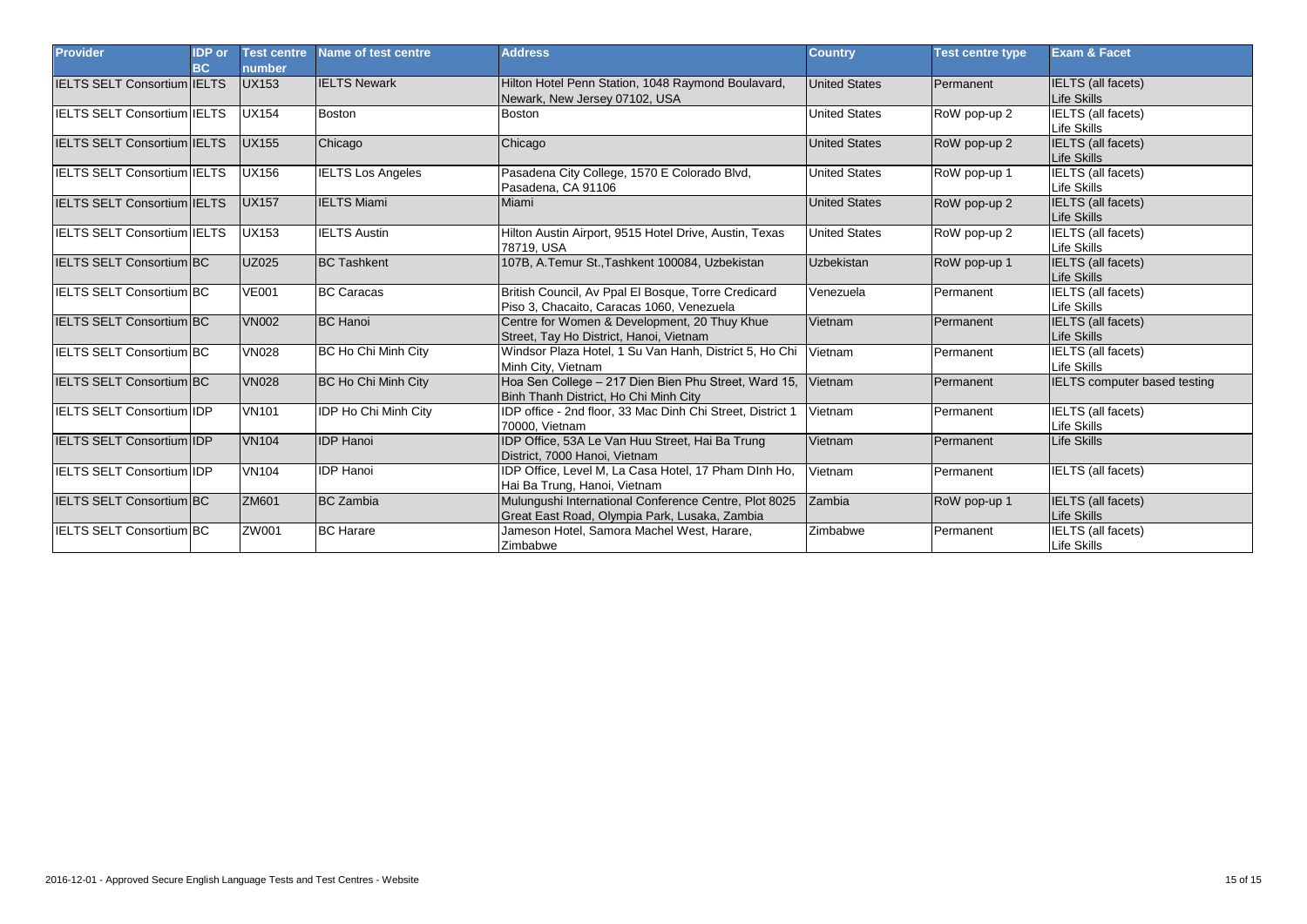| Provider | IDP or BC | Test centre number | Name of test centre | Address | Country | Test centre type | Exam & Facet |
|---|---|---|---|---|---|---|---|
| IELTS SELT Consortium | IELTS | UX153 | IELTS Newark | Hilton Hotel Penn Station, 1048 Raymond Boulavard, Newark, New Jersey 07102, USA | United States | Permanent | IELTS (all facets) Life Skills |
| IELTS SELT Consortium | IELTS | UX154 | Boston | Boston | United States | RoW pop-up 2 | IELTS (all facets) Life Skills |
| IELTS SELT Consortium | IELTS | UX155 | Chicago | Chicago | United States | RoW pop-up 2 | IELTS (all facets) Life Skills |
| IELTS SELT Consortium | IELTS | UX156 | IELTS Los Angeles | Pasadena City College, 1570 E Colorado Blvd, Pasadena, CA 91106 | United States | RoW pop-up 1 | IELTS (all facets) Life Skills |
| IELTS SELT Consortium | IELTS | UX157 | IELTS Miami | Miami | United States | RoW pop-up 2 | IELTS (all facets) Life Skills |
| IELTS SELT Consortium | IELTS | UX153 | IELTS Austin | Hilton Austin Airport, 9515 Hotel Drive, Austin, Texas 78719, USA | United States | RoW pop-up 2 | IELTS (all facets) Life Skills |
| IELTS SELT Consortium | BC | UZ025 | BC Tashkent | 107B, A.Temur St.,Tashkent 100084, Uzbekistan | Uzbekistan | RoW pop-up 1 | IELTS (all facets) Life Skills |
| IELTS SELT Consortium | BC | VE001 | BC Caracas | British Council, Av Ppal El Bosque, Torre Credicard Piso 3, Chacaito, Caracas 1060, Venezuela | Venezuela | Permanent | IELTS (all facets) Life Skills |
| IELTS SELT Consortium | BC | VN002 | BC Hanoi | Centre for Women & Development, 20 Thuy Khue Street, Tay Ho District, Hanoi, Vietnam | Vietnam | Permanent | IELTS (all facets) Life Skills |
| IELTS SELT Consortium | BC | VN028 | BC Ho Chi Minh City | Windsor Plaza Hotel, 1 Su Van Hanh, District 5, Ho Chi Minh City, Vietnam | Vietnam | Permanent | IELTS (all facets) Life Skills |
| IELTS SELT Consortium | BC | VN028 | BC Ho Chi Minh City | Hoa Sen College – 217 Dien Bien Phu Street, Ward 15, Binh Thanh District, Ho Chi Minh City | Vietnam | Permanent | IELTS computer based testing |
| IELTS SELT Consortium | IDP | VN101 | IDP Ho Chi Minh City | IDP office - 2nd floor, 33 Mac Dinh Chi Street, District 1 70000, Vietnam | Vietnam | Permanent | IELTS (all facets) Life Skills |
| IELTS SELT Consortium | IDP | VN104 | IDP Hanoi | IDP Office, 53A Le Van Huu Street, Hai Ba Trung District, 7000 Hanoi, Vietnam | Vietnam | Permanent | Life Skills |
| IELTS SELT Consortium | IDP | VN104 | IDP Hanoi | IDP Office, Level M, La Casa Hotel, 17 Pham DInh Ho, Hai Ba Trung, Hanoi, Vietnam | Vietnam | Permanent | IELTS (all facets) |
| IELTS SELT Consortium | BC | ZM601 | BC Zambia | Mulungushi International Conference Centre, Plot 8025 Great East Road, Olympia Park, Lusaka, Zambia | Zambia | RoW pop-up 1 | IELTS (all facets) Life Skills |
| IELTS SELT Consortium | BC | ZW001 | BC Harare | Jameson Hotel, Samora Machel West, Harare, Zimbabwe | Zimbabwe | Permanent | IELTS (all facets) Life Skills |